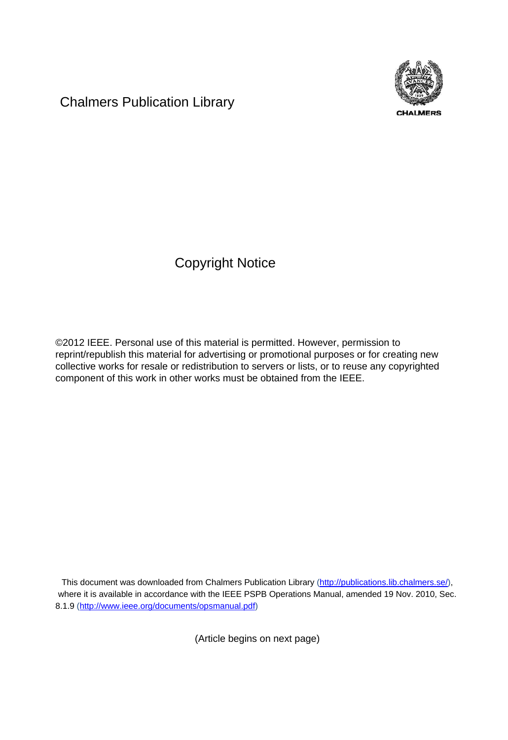Chalmers Publication Library

CHALMERS

# Copyright Notice

©2012 IEEE. Personal use of this material is permitted. However, permission to reprint/republish this material for advertising or promotional purposes or for creating new collective works for resale or redistribution to servers or lists, or to reuse any copyrighted component of this work in other works must be obtained from the IEEE.

This document was downloaded from Chalmers Publication Library (http://publications.lib.chalmers.se/), where it is available in accordance with the IEEE PSPB Operations Manual, amended 19 Nov. 2010, Sec. 8.1.9 (http://www.ieee.org/documents/opsmanual.pdf)

(Article begins on next page)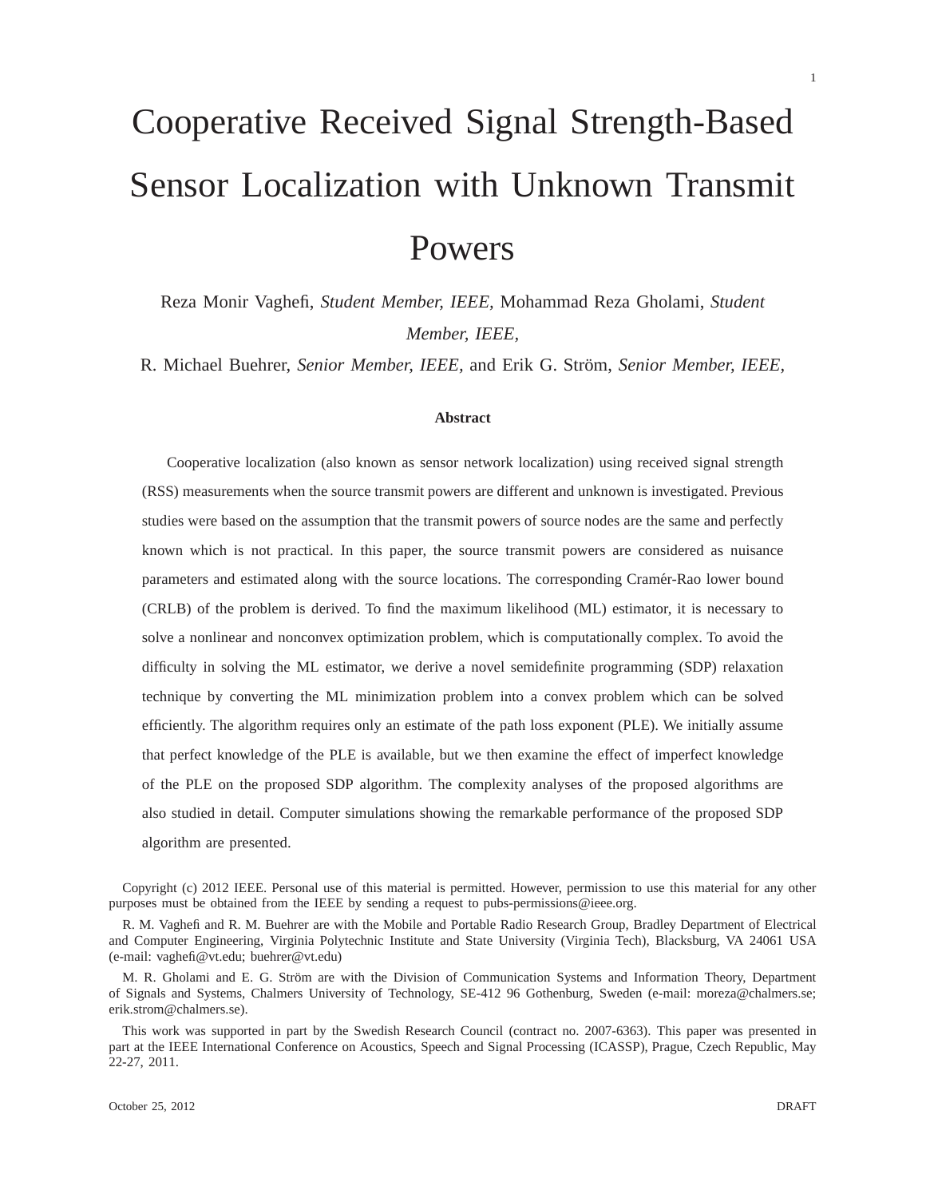# Cooperative Received Signal Strength-Based Sensor Localization with Unknown Transmit Powers

Reza Monir Vaghefi, *Student Member, IEEE,* Mohammad Reza Gholami, *Student Member, IEEE,*

R. Michael Buehrer, *Senior Member, IEEE,* and Erik G. Ström, *Senior Member, IEEE,*

### Abstract

Cooperative localization (also known as sensor network localization) using received signal strength (RSS) measurements when the source transmit powers are different and unknown is investigated. Previous studies were based on the assumption that the transmit powers of source nodes are the same and perfectly known which is not practical. In this paper, the source transmit powers are considered as nuisance parameters and estimated along with the source locations. The corresponding Cramér-Rao lower bound (CRLB) of the problem is derived. To find the maximum likelihood (ML) estimator, it is necessary to solve a nonlinear and nonconvex optimization problem, which is computationally complex. To avoid the difficulty in solving the ML estimator, we derive a novel semidefinite programming (SDP) relaxation technique by converting the ML minimization problem into a convex problem which can be solved efficiently. The algorithm requires only an estimate of the path loss exponent (PLE). We initially assume that perfect knowledge of the PLE is available, but we then examine the effect of imperfect knowledge of the PLE on the proposed SDP algorithm. The complexity analyses of the proposed algorithms are also studied in detail. Computer simulations showing the remarkable performance of the proposed SDP algorithm are presented.

Copyright (c) 2012 IEEE. Personal use of this material is permitted. However, permission to use this material for any other purposes must be obtained from the IEEE by sending a request to pubs-permissions@ieee.org.

R. M. Vaghefi and R. M. Buehrer are with the Mobile and Portable Radio Research Group, Bradley Department of Electrical and Computer Engineering, Virginia Polytechnic Institute and State University (Virginia Tech), Blacksburg, VA 24061 USA (e-mail: vaghefi@vt.edu; buehrer@vt.edu)

M. R. Gholami and E. G. Ström are with the Division of Communication Systems and Information Theory, Department of Signals and Systems, Chalmers University of Technology, SE-412 96 Gothenburg, Sweden (e-mail: moreza@chalmers.se; erik.strom@chalmers.se).

This work was supported in part by the Swedish Research Council (contract no. 2007-6363). This paper was presented in part at the IEEE International Conference on Acoustics, Speech and Signal Processing (ICASSP), Prague, Czech Republic, May 22-27, 2011.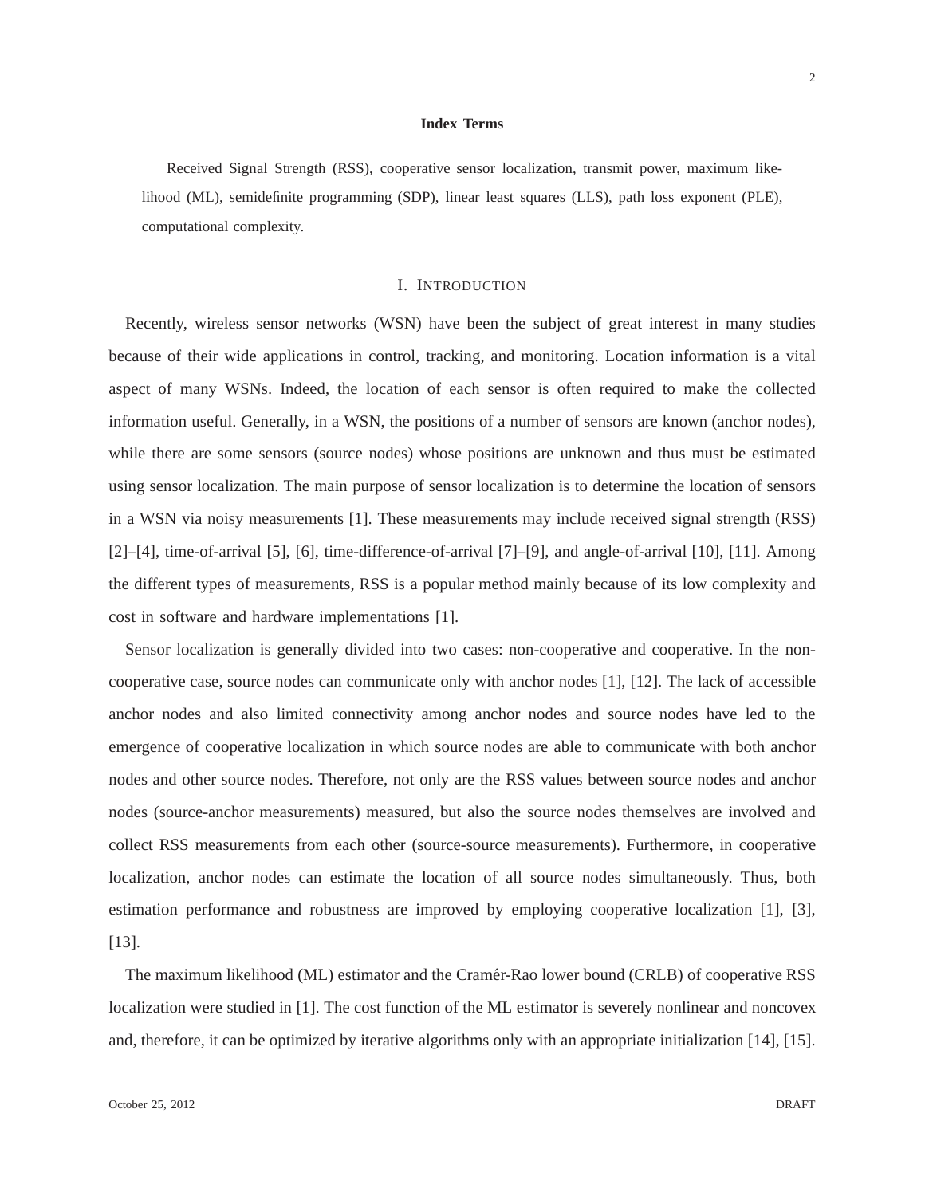**Index Terms**

Received Signal Strength (RSS), cooperative sensor localization, transmit power, maximum likelihood (ML), semidefinite programming (SDP), linear least squares (LLS), path loss exponent (PLE), computational complexity.

# I. Introduction

Recently, wireless sensor networks (WSN) have been the subject of great interest in many studies because of their wide applications in control, tracking, and monitoring. Location information is a vital aspect of many WSNs. Indeed, the location of each sensor is often required to make the collected information useful. Generally, in a WSN, the positions of a number of sensors are known (anchor nodes), while there are some sensors (source nodes) whose positions are unknown and thus must be estimated using sensor localization. The main purpose of sensor localization is to determine the location of sensors in a WSN via noisy measurements [1]. These measurements may include received signal strength (RSS) [2]–[4], time-of-arrival [5], [6], time-difference-of-arrival [7]–[9], and angle-of-arrival [10], [11]. Among the different types of measurements, RSS is a popular method mainly because of its low complexity and cost in software and hardware implementations [1].

Sensor localization is generally divided into two cases: non-cooperative and cooperative. In the non-cooperative case, source nodes can communicate only with anchor nodes [1], [12]. The lack of accessible anchor nodes and also limited connectivity among anchor nodes and source nodes have led to the emergence of cooperative localization in which source nodes are able to communicate with both anchor nodes and other source nodes. Therefore, not only are the RSS values between source nodes and anchor nodes (source-anchor measurements) measured, but also the source nodes themselves are involved and collect RSS measurements from each other (source-source measurements). Furthermore, in cooperative localization, anchor nodes can estimate the location of all source nodes simultaneously. Thus, both estimation performance and robustness are improved by employing cooperative localization [1], [3], [13].

The maximum likelihood (ML) estimator and the Cramér-Rao lower bound (CRLB) of cooperative RSS localization were studied in [1]. The cost function of the ML estimator is severely nonlinear and noncovex and, therefore, it can be optimized by iterative algorithms only with an appropriate initialization [14], [15].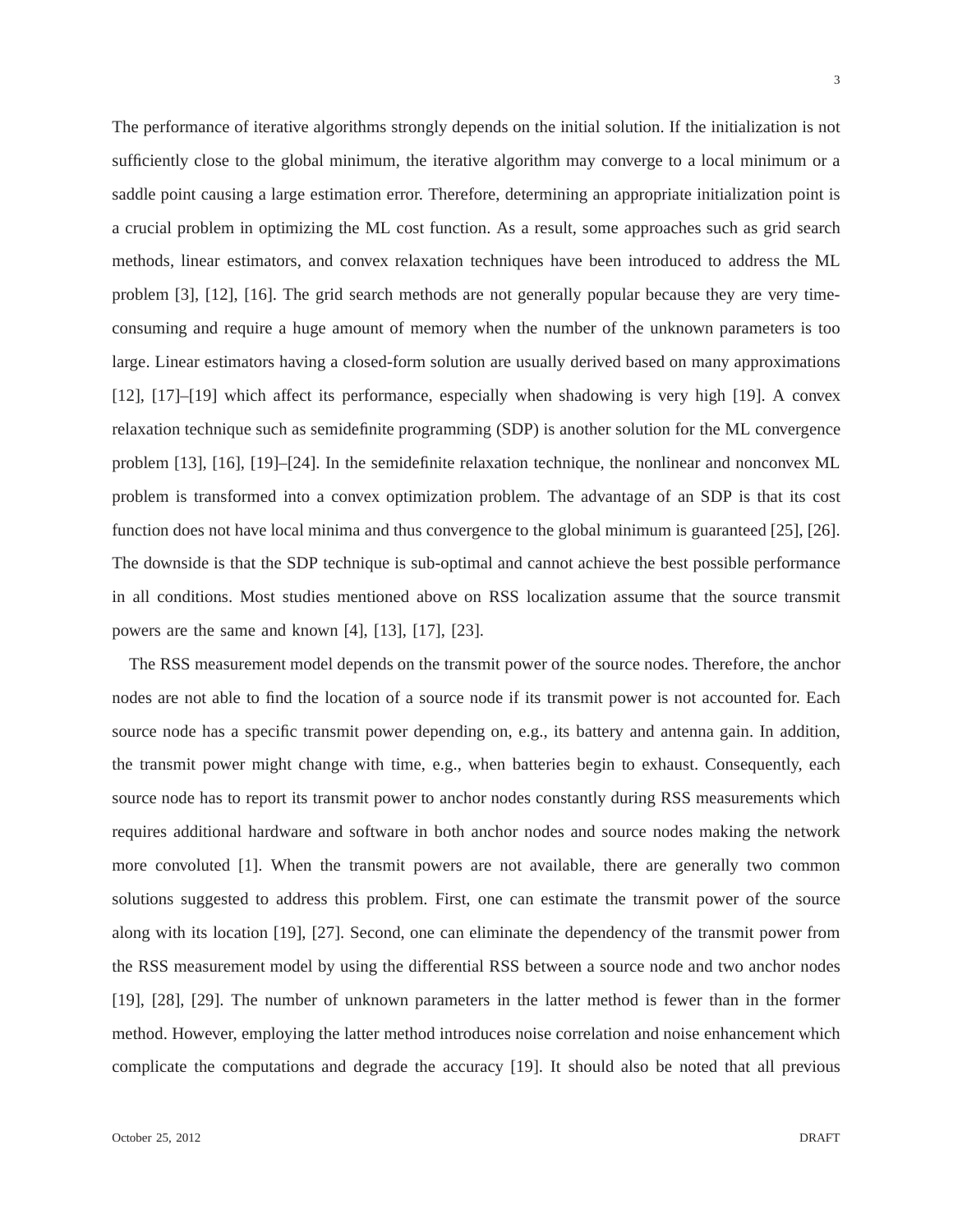The performance of iterative algorithms strongly depends on the initial solution. If the initialization is not sufficiently close to the global minimum, the iterative algorithm may converge to a local minimum or a saddle point causing a large estimation error. Therefore, determining an appropriate initialization point is a crucial problem in optimizing the ML cost function. As a result, some approaches such as grid search methods, linear estimators, and convex relaxation techniques have been introduced to address the ML problem [3], [12], [16]. The grid search methods are not generally popular because they are very time-consuming and require a huge amount of memory when the number of the unknown parameters is too large. Linear estimators having a closed-form solution are usually derived based on many approximations [12], [17]–[19] which affect its performance, especially when shadowing is very high [19]. A convex relaxation technique such as semidefinite programming (SDP) is another solution for the ML convergence problem [13], [16], [19]–[24]. In the semidefinite relaxation technique, the nonlinear and nonconvex ML problem is transformed into a convex optimization problem. The advantage of an SDP is that its cost function does not have local minima and thus convergence to the global minimum is guaranteed [25], [26]. The downside is that the SDP technique is sub-optimal and cannot achieve the best possible performance in all conditions. Most studies mentioned above on RSS localization assume that the source transmit powers are the same and known [4], [13], [17], [23].

The RSS measurement model depends on the transmit power of the source nodes. Therefore, the anchor nodes are not able to find the location of a source node if its transmit power is not accounted for. Each source node has a specific transmit power depending on, e.g., its battery and antenna gain. In addition, the transmit power might change with time, e.g., when batteries begin to exhaust. Consequently, each source node has to report its transmit power to anchor nodes constantly during RSS measurements which requires additional hardware and software in both anchor nodes and source nodes making the network more convoluted [1]. When the transmit powers are not available, there are generally two common solutions suggested to address this problem. First, one can estimate the transmit power of the source along with its location [19], [27]. Second, one can eliminate the dependency of the transmit power from the RSS measurement model by using the differential RSS between a source node and two anchor nodes [19], [28], [29]. The number of unknown parameters in the latter method is fewer than in the former method. However, employing the latter method introduces noise correlation and noise enhancement which complicate the computations and degrade the accuracy [19]. It should also be noted that all previous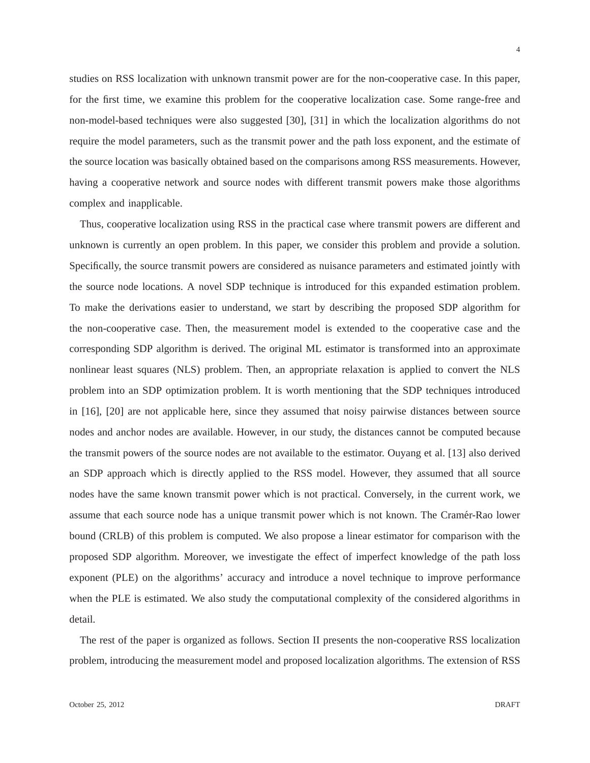studies on RSS localization with unknown transmit power are for the non-cooperative case. In this paper, for the first time, we examine this problem for the cooperative localization case. Some range-free and non-model-based techniques were also suggested [30], [31] in which the localization algorithms do not require the model parameters, such as the transmit power and the path loss exponent, and the estimate of the source location was basically obtained based on the comparisons among RSS measurements. However, having a cooperative network and source nodes with different transmit powers make those algorithms complex and inapplicable.

Thus, cooperative localization using RSS in the practical case where transmit powers are different and unknown is currently an open problem. In this paper, we consider this problem and provide a solution. Specifically, the source transmit powers are considered as nuisance parameters and estimated jointly with the source node locations. A novel SDP technique is introduced for this expanded estimation problem. To make the derivations easier to understand, we start by describing the proposed SDP algorithm for the non-cooperative case. Then, the measurement model is extended to the cooperative case and the corresponding SDP algorithm is derived. The original ML estimator is transformed into an approximate nonlinear least squares (NLS) problem. Then, an appropriate relaxation is applied to convert the NLS problem into an SDP optimization problem. It is worth mentioning that the SDP techniques introduced in [16], [20] are not applicable here, since they assumed that noisy pairwise distances between source nodes and anchor nodes are available. However, in our study, the distances cannot be computed because the transmit powers of the source nodes are not available to the estimator. Ouyang et al. [13] also derived an SDP approach which is directly applied to the RSS model. However, they assumed that all source nodes have the same known transmit power which is not practical. Conversely, in the current work, we assume that each source node has a unique transmit power which is not known. The Cramér-Rao lower bound (CRLB) of this problem is computed. We also propose a linear estimator for comparison with the proposed SDP algorithm. Moreover, we investigate the effect of imperfect knowledge of the path loss exponent (PLE) on the algorithms' accuracy and introduce a novel technique to improve performance when the PLE is estimated. We also study the computational complexity of the considered algorithms in detail.

The rest of the paper is organized as follows. Section II presents the non-cooperative RSS localization problem, introducing the measurement model and proposed localization algorithms. The extension of RSS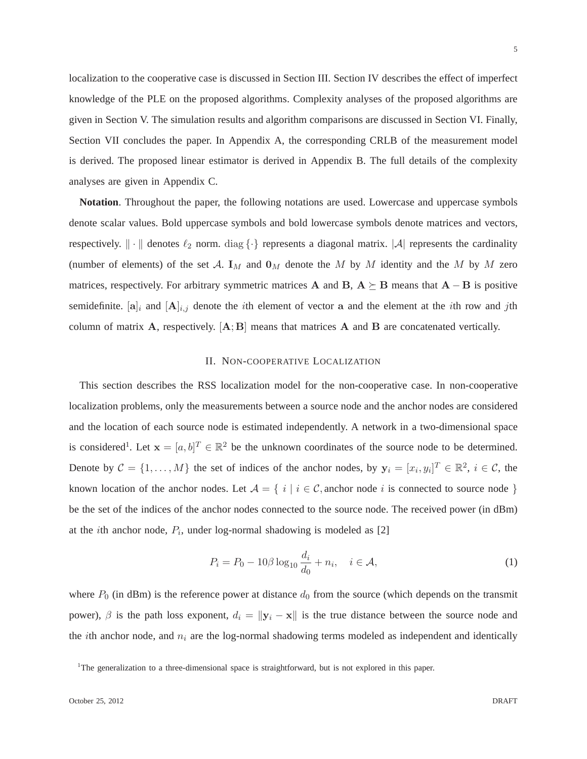localization to the cooperative case is discussed in Section III. Section IV describes the effect of imperfect knowledge of the PLE on the proposed algorithms. Complexity analyses of the proposed algorithms are given in Section V. The simulation results and algorithm comparisons are discussed in Section VI. Finally, Section VII concludes the paper. In Appendix A, the corresponding CRLB of the measurement model is derived. The proposed linear estimator is derived in Appendix B. The full details of the complexity analyses are given in Appendix C.

**Notation**. Throughout the paper, the following notations are used. Lowercase and uppercase symbols denote scalar values. Bold uppercase symbols and bold lowercase symbols denote matrices and vectors, respectively. $\|\cdot\|$ denotes $\ell_2$ norm. $\mathrm{diag}\{\cdot\}$ represents a diagonal matrix. $|\mathcal{A}|$ represents the cardinality (number of elements) of the set $\mathcal{A}$. $\mathbf{I}_M$ and $\mathbf{0}_M$ denote the $M$ by $M$ identity and the $M$ by $M$ zero matrices, respectively. For arbitrary symmetric matrices $\mathbf{A}$ and $\mathbf{B}$, $\mathbf{A} \succeq \mathbf{B}$ means that $\mathbf{A} - \mathbf{B}$ is positive semidefinite. $[\mathbf{a}]_i$ and $[\mathbf{A}]_{i,j}$ denote the $i$th element of vector $\mathbf{a}$ and the element at the $i$th row and $j$th column of matrix $\mathbf{A}$, respectively. $[\mathbf{A}; \mathbf{B}]$ means that matrices $\mathbf{A}$ and $\mathbf{B}$ are concatenated vertically.

## II. Non-cooperative Localization

This section describes the RSS localization model for the non-cooperative case. In non-cooperative localization problems, only the measurements between a source node and the anchor nodes are considered and the location of each source node is estimated independently. A network in a two-dimensional space is considered[1]. Let $\mathbf{x} = [a, b]^T \in \mathbb{R}^2$ be the unknown coordinates of the source node to be determined. Denote by $\mathcal{C} = \{1, \ldots, M\}$ the set of indices of the anchor nodes, by $\mathbf{y}_i = [x_i, y_i]^T \in \mathbb{R}^2$, $i \in \mathcal{C}$, the known location of the anchor nodes. Let $\mathcal{A} = \{\ i \mid i \in \mathcal{C}, \text{anchor node } i \text{ is connected to source node }\}$ be the set of the indices of the anchor nodes connected to the source node. The received power (in dBm) at the $i$th anchor node, $P_i$, under log-normal shadowing is modeled as [2]

$$P_i = P_0 - 10\beta \log_{10} \frac{d_i}{d_0} + n_i, \quad i \in \mathcal{A}, \tag{1}$$

where $P_0$ (in dBm) is the reference power at distance $d_0$ from the source (which depends on the transmit power), $\beta$ is the path loss exponent, $d_i = \|\mathbf{y}_i - \mathbf{x}\|$ is the true distance between the source node and the $i$th anchor node, and $n_i$ are the log-normal shadowing terms modeled as independent and identically

[1]The generalization to a three-dimensional space is straightforward, but is not explored in this paper.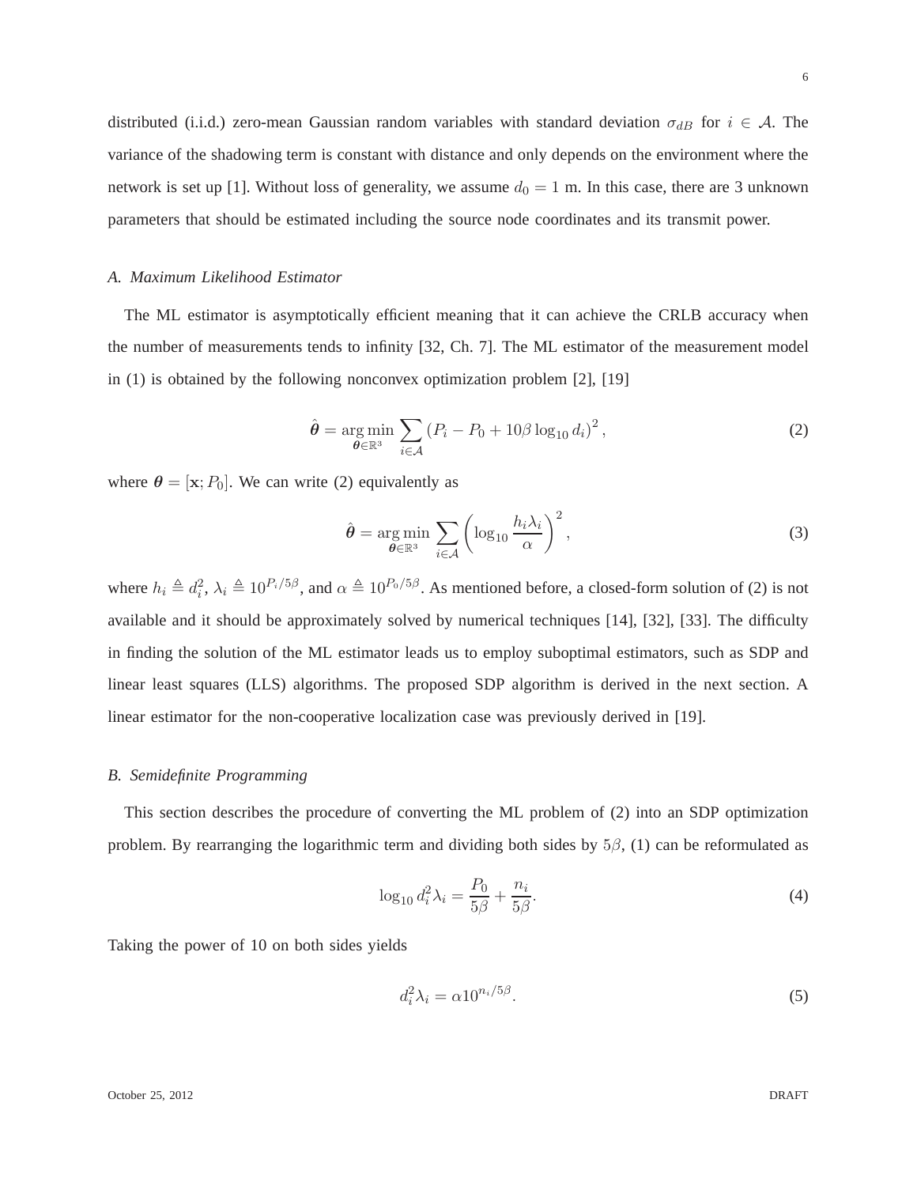distributed (i.i.d.) zero-mean Gaussian random variables with standard deviation $\sigma_{dB}$ for $i \in \mathcal{A}$. The variance of the shadowing term is constant with distance and only depends on the environment where the network is set up [1]. Without loss of generality, we assume $d_0 = 1$ m. In this case, there are 3 unknown parameters that should be estimated including the source node coordinates and its transmit power.

### A. Maximum Likelihood Estimator

The ML estimator is asymptotically efficient meaning that it can achieve the CRLB accuracy when the number of measurements tends to infinity [32, Ch. 7]. The ML estimator of the measurement model in (1) is obtained by the following nonconvex optimization problem [2], [19]

$$\hat{\boldsymbol{\theta}} = \underset{\boldsymbol{\theta} \in \mathbb{R}^3}{\arg\min} \sum_{i \in \mathcal{A}} \left(P_i - P_0 + 10\beta \log_{10} d_i\right)^2, \tag{2}$$

where $\boldsymbol{\theta} = [\mathbf{x}; P_0]$. We can write (2) equivalently as

$$\hat{\boldsymbol{\theta}} = \underset{\boldsymbol{\theta} \in \mathbb{R}^3}{\arg\min} \sum_{i \in \mathcal{A}} \left(\log_{10} \frac{h_i \lambda_i}{\alpha}\right)^2, \tag{3}$$

where $h_i \triangleq d_i^2$, $\lambda_i \triangleq 10^{P_i/5\beta}$, and $\alpha \triangleq 10^{P_0/5\beta}$. As mentioned before, a closed-form solution of (2) is not available and it should be approximately solved by numerical techniques [14], [32], [33]. The difficulty in finding the solution of the ML estimator leads us to employ suboptimal estimators, such as SDP and linear least squares (LLS) algorithms. The proposed SDP algorithm is derived in the next section. A linear estimator for the non-cooperative localization case was previously derived in [19].

### B. Semidefinite Programming

This section describes the procedure of converting the ML problem of (2) into an SDP optimization problem. By rearranging the logarithmic term and dividing both sides by $5\beta$, (1) can be reformulated as

$$\log_{10} d_i^2 \lambda_i = \frac{P_0}{5\beta} + \frac{n_i}{5\beta}. \tag{4}$$

Taking the power of 10 on both sides yields

$$d_i^2 \lambda_i = \alpha 10^{n_i/5\beta}. \tag{5}$$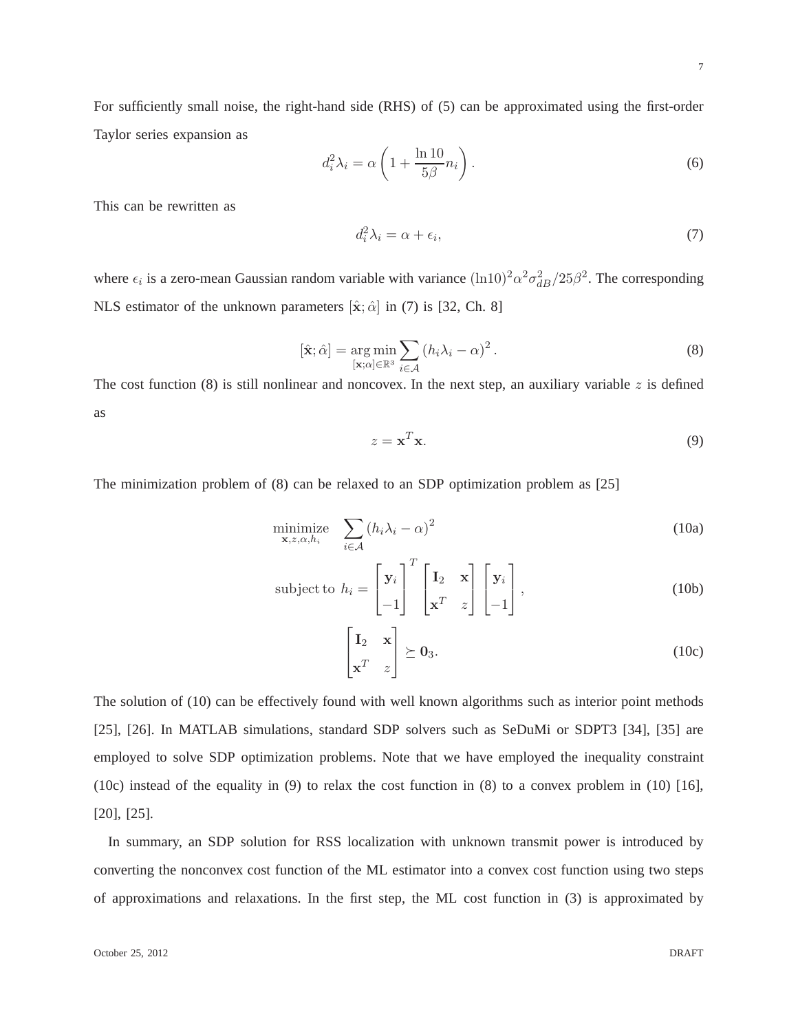For sufficiently small noise, the right-hand side (RHS) of (5) can be approximated using the first-order Taylor series expansion as

$$d_i^2 \lambda_i = \alpha \left(1 + \frac{\ln 10}{5\beta} n_i\right). \tag{6}$$

This can be rewritten as

$$d_i^2 \lambda_i = \alpha + \epsilon_i, \tag{7}$$

where $\epsilon_i$ is a zero-mean Gaussian random variable with variance $(\ln 10)^2 \alpha^2 \sigma_{dB}^2 / 25\beta^2$. The corresponding NLS estimator of the unknown parameters $[\hat{\mathbf{x}}; \hat{\alpha}]$ in (7) is [32, Ch. 8]

$$[\hat{\mathbf{x}}; \hat{\alpha}] = \underset{[\mathbf{x};\alpha] \in \mathbb{R}^3}{\arg\min} \sum_{i \in \mathcal{A}} (h_i \lambda_i - \alpha)^2. \tag{8}$$

The cost function (8) is still nonlinear and noncovex. In the next step, an auxiliary variable $z$ is defined as

$$z = \mathbf{x}^T \mathbf{x}. \tag{9}$$

The minimization problem of (8) can be relaxed to an SDP optimization problem as [25]

$$\underset{\mathbf{x}, z, \alpha, h_i}{\text{minimize}} \quad \sum_{i \in \mathcal{A}} (h_i \lambda_i - \alpha)^2 \tag{10a}$$

$$\text{subject to } h_i = \begin{bmatrix} \mathbf{y}_i \\ -1 \end{bmatrix}^T \begin{bmatrix} \mathbf{I}_2 & \mathbf{x} \\ \mathbf{x}^T & z \end{bmatrix} \begin{bmatrix} \mathbf{y}_i \\ -1 \end{bmatrix}, \tag{10b}$$

$$\begin{bmatrix} \mathbf{I}_2 & \mathbf{x} \\ \mathbf{x}^T & z \end{bmatrix} \succeq \mathbf{0}_3. \tag{10c}$$

The solution of (10) can be effectively found with well known algorithms such as interior point methods [25], [26]. In MATLAB simulations, standard SDP solvers such as SeDuMi or SDPT3 [34], [35] are employed to solve SDP optimization problems. Note that we have employed the inequality constraint (10c) instead of the equality in (9) to relax the cost function in (8) to a convex problem in (10) [16], [20], [25].

In summary, an SDP solution for RSS localization with unknown transmit power is introduced by converting the nonconvex cost function of the ML estimator into a convex cost function using two steps of approximations and relaxations. In the first step, the ML cost function in (3) is approximated by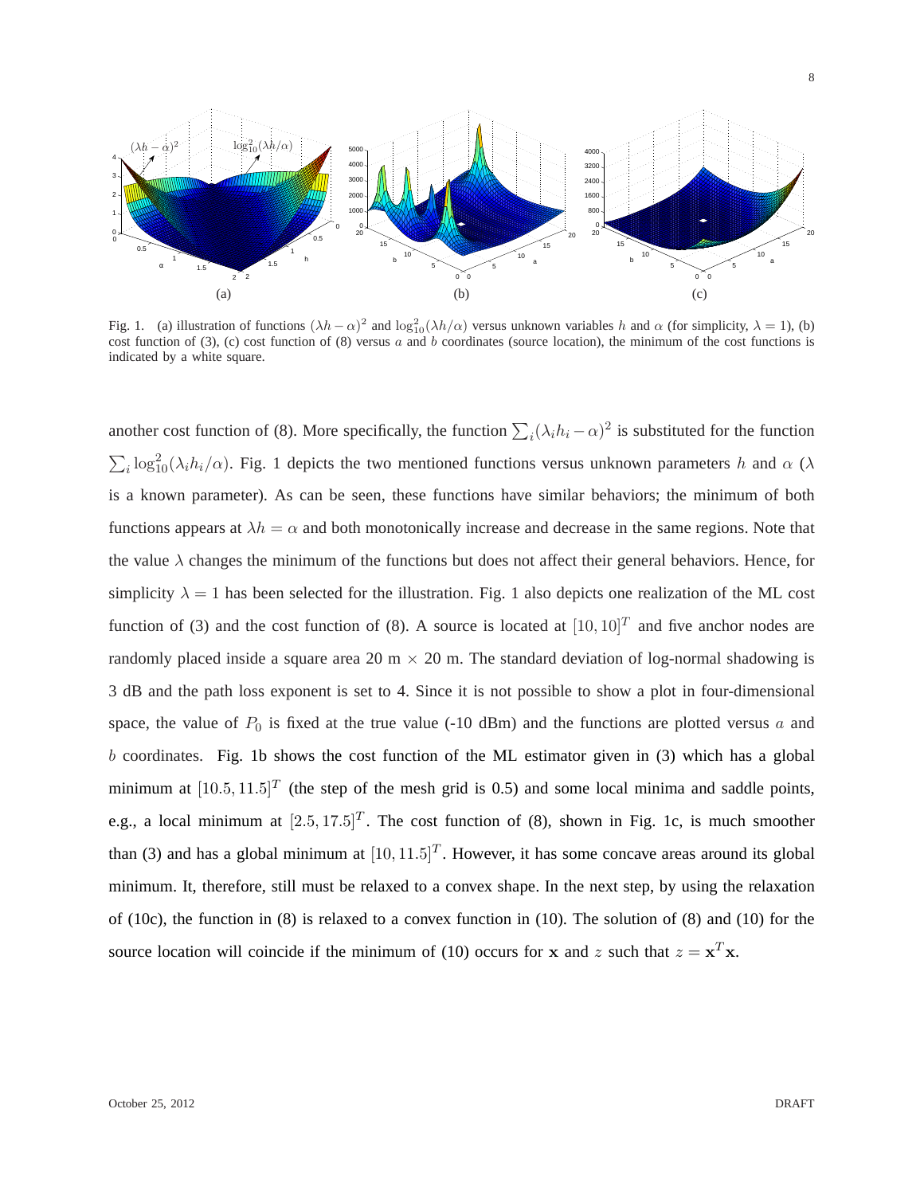Fig. 1. (a) illustration of functions $(\lambda h - \alpha)^2$ and $\log_{10}^2(\lambda h/\alpha)$ versus unknown variables $h$ and $\alpha$ (for simplicity, $\lambda = 1$), (b) cost function of (3), (c) cost function of (8) versus $a$ and $b$ coordinates (source location), the minimum of the cost functions is indicated by a white square.

another cost function of (8). More specifically, the function $\sum_i (\lambda_i h_i - \alpha)^2$ is substituted for the function $\sum_i \log_{10}^2(\lambda_i h_i/\alpha)$. Fig. 1 depicts the two mentioned functions versus unknown parameters $h$ and $\alpha$ ($\lambda$ is a known parameter). As can be seen, these functions have similar behaviors; the minimum of both functions appears at $\lambda h = \alpha$ and both monotonically increase and decrease in the same regions. Note that the value $\lambda$ changes the minimum of the functions but does not affect their general behaviors. Hence, for simplicity $\lambda = 1$ has been selected for the illustration. Fig. 1 also depicts one realization of the ML cost function of (3) and the cost function of (8). A source is located at $[10, 10]^T$ and five anchor nodes are randomly placed inside a square area 20 m $\times$ 20 m. The standard deviation of log-normal shadowing is 3 dB and the path loss exponent is set to 4. Since it is not possible to show a plot in four-dimensional space, the value of $P_0$ is fixed at the true value (-10 dBm) and the functions are plotted versus $a$ and $b$ coordinates. Fig. 1b shows the cost function of the ML estimator given in (3) which has a global minimum at $[10.5, 11.5]^T$ (the step of the mesh grid is 0.5) and some local minima and saddle points, e.g., a local minimum at $[2.5, 17.5]^T$. The cost function of (8), shown in Fig. 1c, is much smoother than (3) and has a global minimum at $[10, 11.5]^T$. However, it has some concave areas around its global minimum. It, therefore, still must be relaxed to a convex shape. In the next step, by using the relaxation of (10c), the function in (8) is relaxed to a convex function in (10). The solution of (8) and (10) for the source location will coincide if the minimum of (10) occurs for $\mathbf{x}$ and $z$ such that $z = \mathbf{x}^T\mathbf{x}$.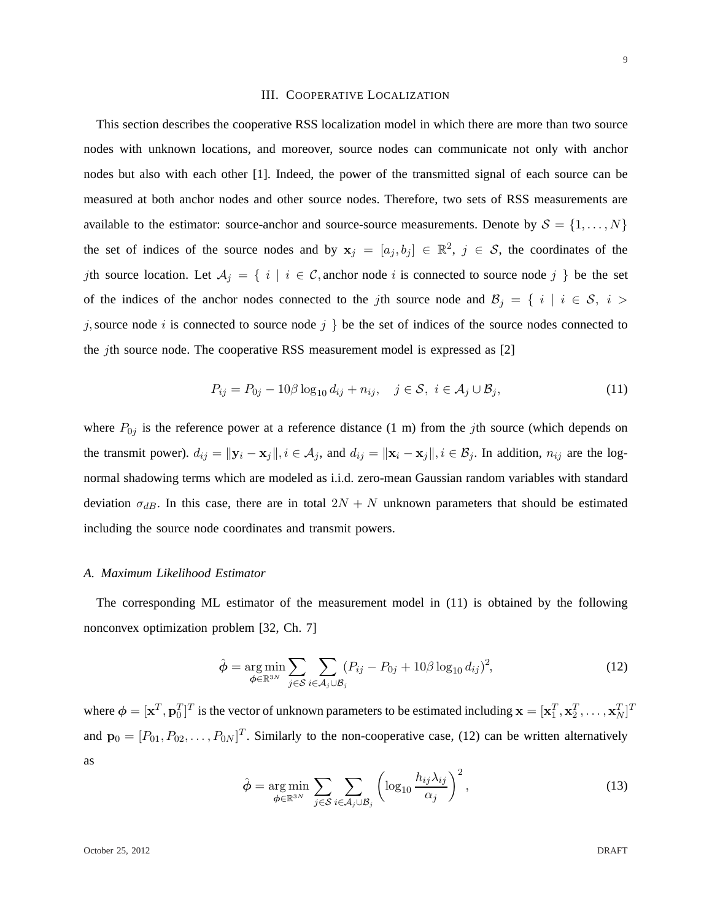## III. Cooperative Localization

This section describes the cooperative RSS localization model in which there are more than two source nodes with unknown locations, and moreover, source nodes can communicate not only with anchor nodes but also with each other [1]. Indeed, the power of the transmitted signal of each source can be measured at both anchor nodes and other source nodes. Therefore, two sets of RSS measurements are available to the estimator: source-anchor and source-source measurements. Denote by $\mathcal{S} = \{1, \ldots, N\}$ the set of indices of the source nodes and by $\mathbf{x}_j = [a_j, b_j] \in \mathbb{R}^2,\ j \in \mathcal{S}$, the coordinates of the $j$th source location. Let $\mathcal{A}_j = \{\ i \mid i \in \mathcal{C}, \text{anchor node } i \text{ is connected to source node } j\ \}$ be the set of the indices of the anchor nodes connected to the $j$th source node and $\mathcal{B}_j = \{\ i \mid i \in \mathcal{S},\ i > j, \text{source node } i \text{ is connected to source node } j\ \}$ be the set of indices of the source nodes connected to the $j$th source node. The cooperative RSS measurement model is expressed as [2]

$$P_{ij} = P_{0j} - 10\beta \log_{10} d_{ij} + n_{ij}, \quad j \in \mathcal{S},\ i \in \mathcal{A}_j \cup \mathcal{B}_j, \tag{11}$$

where $P_{0j}$ is the reference power at a reference distance (1 m) from the $j$th source (which depends on the transmit power). $d_{ij} = \|\mathbf{y}_i - \mathbf{x}_j\|, i \in \mathcal{A}_j$, and $d_{ij} = \|\mathbf{x}_i - \mathbf{x}_j\|, i \in \mathcal{B}_j$. In addition, $n_{ij}$ are the log-normal shadowing terms which are modeled as i.i.d. zero-mean Gaussian random variables with standard deviation $\sigma_{dB}$. In this case, there are in total $2N + N$ unknown parameters that should be estimated including the source node coordinates and transmit powers.

### A. Maximum Likelihood Estimator

The corresponding ML estimator of the measurement model in (11) is obtained by the following nonconvex optimization problem [32, Ch. 7]

$$\hat{\boldsymbol{\phi}} = \underset{\boldsymbol{\phi} \in \mathbb{R}^{3N}}{\arg\min} \sum_{j \in \mathcal{S}} \sum_{i \in \mathcal{A}_j \cup \mathcal{B}_j} (P_{ij} - P_{0j} + 10\beta \log_{10} d_{ij})^2, \tag{12}$$

where $\boldsymbol{\phi} = [\mathbf{x}^T, \mathbf{p}_0^T]^T$ is the vector of unknown parameters to be estimated including $\mathbf{x} = [\mathbf{x}_1^T, \mathbf{x}_2^T, \ldots, \mathbf{x}_N^T]^T$ and $\mathbf{p}_0 = [P_{01}, P_{02}, \ldots, P_{0N}]^T$. Similarly to the non-cooperative case, (12) can be written alternatively as

$$\hat{\boldsymbol{\phi}} = \underset{\boldsymbol{\phi} \in \mathbb{R}^{3N}}{\arg\min} \sum_{j \in \mathcal{S}} \sum_{i \in \mathcal{A}_j \cup \mathcal{B}_j} \left( \log_{10} \frac{h_{ij} \lambda_{ij}}{\alpha_j} \right)^2, \tag{13}$$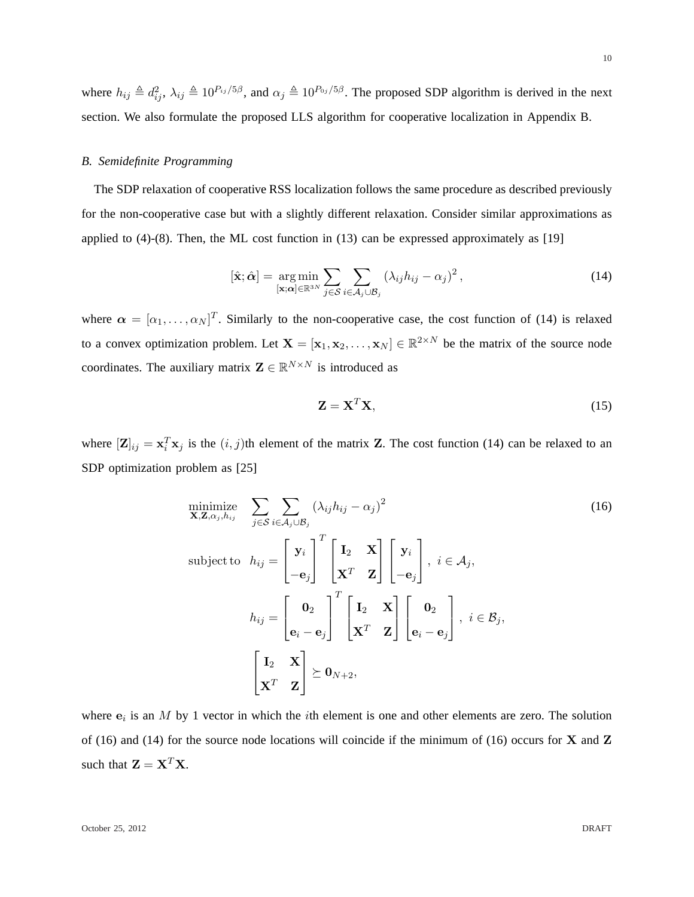where $h_{ij} \triangleq d_{ij}^2$, $\lambda_{ij} \triangleq 10^{P_{ij}/5\beta}$, and $\alpha_j \triangleq 10^{P_{0j}/5\beta}$. The proposed SDP algorithm is derived in the next section. We also formulate the proposed LLS algorithm for cooperative localization in Appendix B.

### *B. Semidefinite Programming*

The SDP relaxation of cooperative RSS localization follows the same procedure as described previously for the non-cooperative case but with a slightly different relaxation. Consider similar approximations as applied to (4)-(8). Then, the ML cost function in (13) can be expressed approximately as [19]

$$[\hat{\mathbf{x}}; \hat{\boldsymbol{\alpha}}] = \underset{[\mathbf{x};\boldsymbol{\alpha}] \in \mathbb{R}^{3N}}{\arg\min} \sum_{j \in \mathcal{S}} \sum_{i \in \mathcal{A}_j \cup \mathcal{B}_j} (\lambda_{ij} h_{ij} - \alpha_j)^2 , \tag{14}$$

where $\boldsymbol{\alpha} = [\alpha_1, \ldots, \alpha_N]^T$. Similarly to the non-cooperative case, the cost function of (14) is relaxed to a convex optimization problem. Let $\mathbf{X} = [\mathbf{x}_1, \mathbf{x}_2, \ldots, \mathbf{x}_N] \in \mathbb{R}^{2 \times N}$ be the matrix of the source node coordinates. The auxiliary matrix $\mathbf{Z} \in \mathbb{R}^{N \times N}$ is introduced as

$$\mathbf{Z} = \mathbf{X}^T \mathbf{X}, \tag{15}$$

where $[\mathbf{Z}]_{ij} = \mathbf{x}_i^T \mathbf{x}_j$ is the $(i, j)$th element of the matrix $\mathbf{Z}$. The cost function (14) can be relaxed to an SDP optimization problem as [25]

$$\begin{aligned}
\underset{\mathbf{X}, \mathbf{Z}, \alpha_j, h_{ij}}{\text{minimize}} \quad & \sum_{j \in \mathcal{S}} \sum_{i \in \mathcal{A}_j \cup \mathcal{B}_j} (\lambda_{ij} h_{ij} - \alpha_j)^2 \\
\text{subject to} \quad & h_{ij} = \begin{bmatrix} \mathbf{y}_i \\ -\mathbf{e}_j \end{bmatrix}^T \begin{bmatrix} \mathbf{I}_2 & \mathbf{X} \\ \mathbf{X}^T & \mathbf{Z} \end{bmatrix} \begin{bmatrix} \mathbf{y}_i \\ -\mathbf{e}_j \end{bmatrix}, \; i \in \mathcal{A}_j, \\
& h_{ij} = \begin{bmatrix} \mathbf{0}_2 \\ \mathbf{e}_i - \mathbf{e}_j \end{bmatrix}^T \begin{bmatrix} \mathbf{I}_2 & \mathbf{X} \\ \mathbf{X}^T & \mathbf{Z} \end{bmatrix} \begin{bmatrix} \mathbf{0}_2 \\ \mathbf{e}_i - \mathbf{e}_j \end{bmatrix}, \; i \in \mathcal{B}_j, \\
& \begin{bmatrix} \mathbf{I}_2 & \mathbf{X} \\ \mathbf{X}^T & \mathbf{Z} \end{bmatrix} \succeq \mathbf{0}_{N+2},
\end{aligned} \tag{16}$$

where $\mathbf{e}_i$ is an $M$ by 1 vector in which the $i$th element is one and other elements are zero. The solution of (16) and (14) for the source node locations will coincide if the minimum of (16) occurs for $\mathbf{X}$ and $\mathbf{Z}$ such that $\mathbf{Z} = \mathbf{X}^T \mathbf{X}$.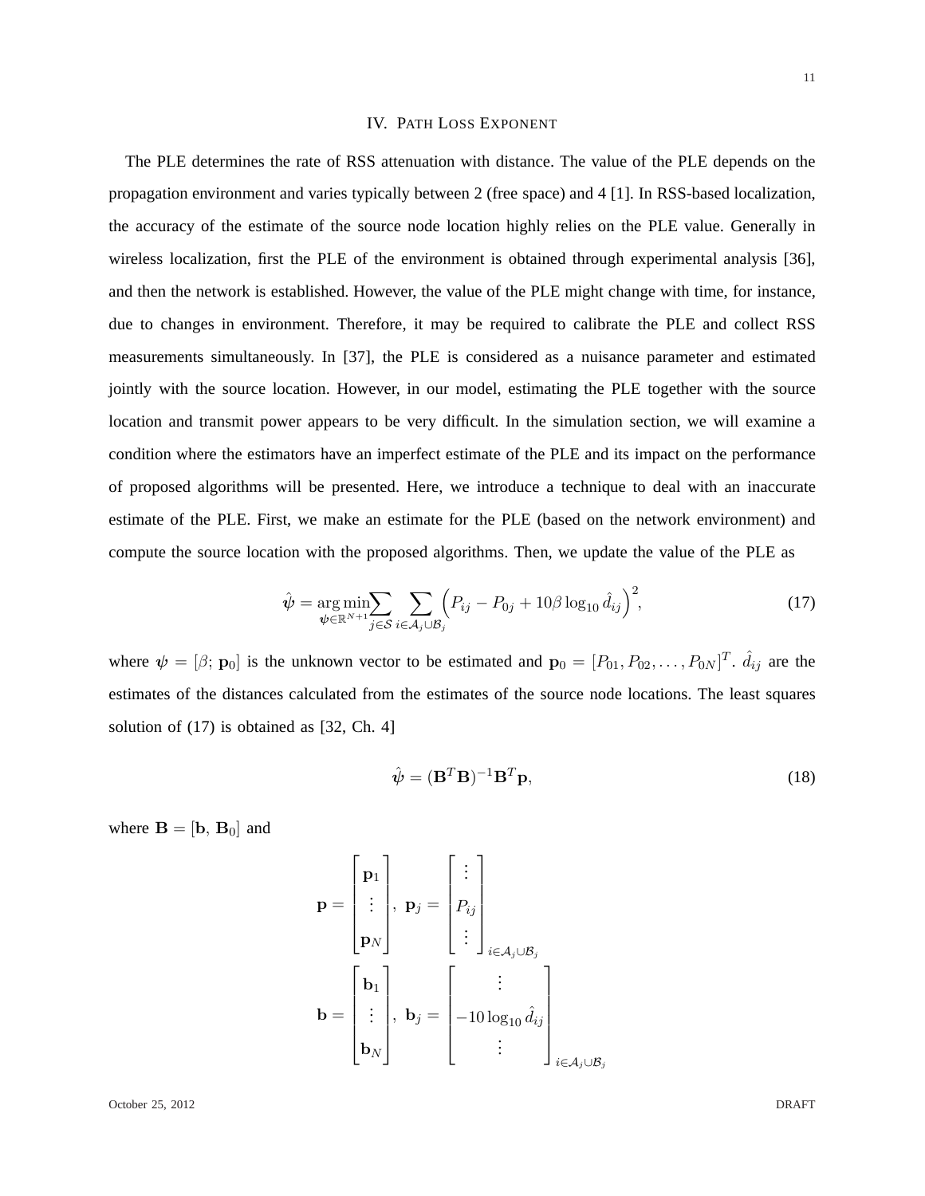## IV. Path Loss Exponent

The PLE determines the rate of RSS attenuation with distance. The value of the PLE depends on the propagation environment and varies typically between 2 (free space) and 4 [1]. In RSS-based localization, the accuracy of the estimate of the source node location highly relies on the PLE value. Generally in wireless localization, first the PLE of the environment is obtained through experimental analysis [36], and then the network is established. However, the value of the PLE might change with time, for instance, due to changes in environment. Therefore, it may be required to calibrate the PLE and collect RSS measurements simultaneously. In [37], the PLE is considered as a nuisance parameter and estimated jointly with the source location. However, in our model, estimating the PLE together with the source location and transmit power appears to be very difficult. In the simulation section, we will examine a condition where the estimators have an imperfect estimate of the PLE and its impact on the performance of proposed algorithms will be presented. Here, we introduce a technique to deal with an inaccurate estimate of the PLE. First, we make an estimate for the PLE (based on the network environment) and compute the source location with the proposed algorithms. Then, we update the value of the PLE as

$$\hat{\boldsymbol{\psi}} = \underset{\boldsymbol{\psi} \in \mathbb{R}^{N+1}}{\arg\min} \sum_{j \in \mathcal{S}} \sum_{i \in \mathcal{A}_j \cup \mathcal{B}_j} \left( P_{ij} - P_{0j} + 10\beta \log_{10} \hat{d}_{ij} \right)^2, \tag{17}$$

where $\boldsymbol{\psi} = [\beta; \mathbf{p}_0]$ is the unknown vector to be estimated and $\mathbf{p}_0 = [P_{01}, P_{02}, \ldots, P_{0N}]^T$. $\hat{d}_{ij}$ are the estimates of the distances calculated from the estimates of the source node locations. The least squares solution of (17) is obtained as [32, Ch. 4]

$$\hat{\boldsymbol{\psi}} = (\mathbf{B}^T \mathbf{B})^{-1} \mathbf{B}^T \mathbf{p}, \tag{18}$$

where $\mathbf{B} = [\mathbf{b}, \mathbf{B}_0]$ and

$$\mathbf{p} = \begin{bmatrix} \mathbf{p}_1 \\ \vdots \\ \mathbf{p}_N \end{bmatrix}, \ \mathbf{p}_j = \begin{bmatrix} \vdots \\ P_{ij} \\ \vdots \end{bmatrix}_{i \in \mathcal{A}_j \cup \mathcal{B}_j}$$

$$\mathbf{b} = \begin{bmatrix} \mathbf{b}_1 \\ \vdots \\ \mathbf{b}_N \end{bmatrix}, \ \mathbf{b}_j = \begin{bmatrix} \vdots \\ -10 \log_{10} \hat{d}_{ij} \\ \vdots \end{bmatrix}_{i \in \mathcal{A}_j \cup \mathcal{B}_j}$$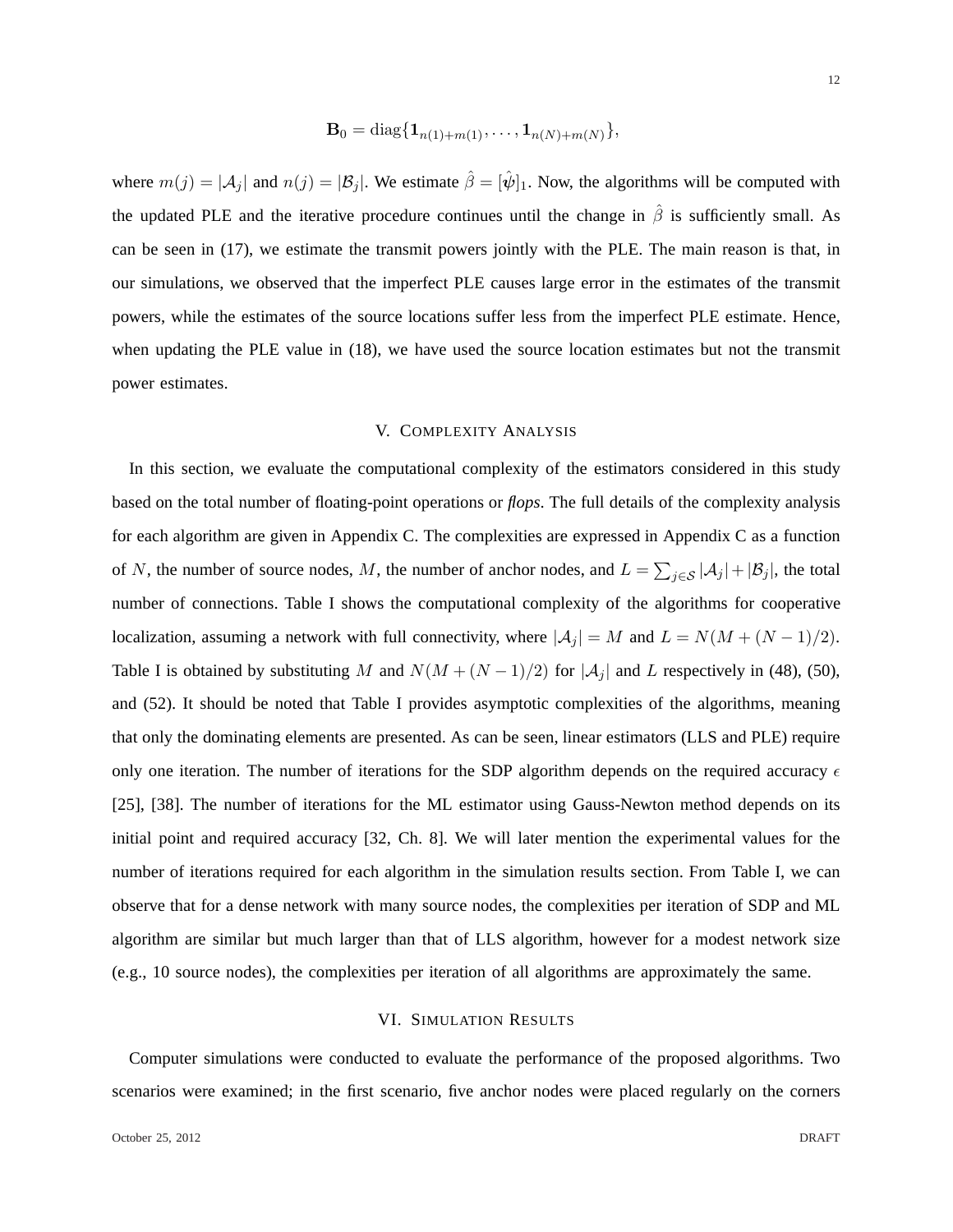$$\mathbf{B}_0 = \text{diag}\{\mathbf{1}_{n(1)+m(1)}, \ldots, \mathbf{1}_{n(N)+m(N)}\},$$

where $m(j) = |\mathcal{A}_j|$ and $n(j) = |\mathcal{B}_j|$. We estimate $\hat{\beta} = [\hat{\boldsymbol{\psi}}]_1$. Now, the algorithms will be computed with the updated PLE and the iterative procedure continues until the change in $\hat{\beta}$ is sufficiently small. As can be seen in (17), we estimate the transmit powers jointly with the PLE. The main reason is that, in our simulations, we observed that the imperfect PLE causes large error in the estimates of the transmit powers, while the estimates of the source locations suffer less from the imperfect PLE estimate. Hence, when updating the PLE value in (18), we have used the source location estimates but not the transmit power estimates.

## V. Complexity Analysis

In this section, we evaluate the computational complexity of the estimators considered in this study based on the total number of floating-point operations or *flops*. The full details of the complexity analysis for each algorithm are given in Appendix C. The complexities are expressed in Appendix C as a function of $N$, the number of source nodes, $M$, the number of anchor nodes, and $L = \sum_{j \in \mathcal{S}} |\mathcal{A}_j| + |\mathcal{B}_j|$, the total number of connections. Table I shows the computational complexity of the algorithms for cooperative localization, assuming a network with full connectivity, where $|\mathcal{A}_j| = M$ and $L = N(M + (N-1)/2)$. Table I is obtained by substituting $M$ and $N(M + (N-1)/2)$ for $|\mathcal{A}_j|$ and $L$ respectively in (48), (50), and (52). It should be noted that Table I provides asymptotic complexities of the algorithms, meaning that only the dominating elements are presented. As can be seen, linear estimators (LLS and PLE) require only one iteration. The number of iterations for the SDP algorithm depends on the required accuracy $\epsilon$ [25], [38]. The number of iterations for the ML estimator using Gauss-Newton method depends on its initial point and required accuracy [32, Ch. 8]. We will later mention the experimental values for the number of iterations required for each algorithm in the simulation results section. From Table I, we can observe that for a dense network with many source nodes, the complexities per iteration of SDP and ML algorithm are similar but much larger than that of LLS algorithm, however for a modest network size (e.g., 10 source nodes), the complexities per iteration of all algorithms are approximately the same.

## VI. Simulation Results

Computer simulations were conducted to evaluate the performance of the proposed algorithms. Two scenarios were examined; in the first scenario, five anchor nodes were placed regularly on the corners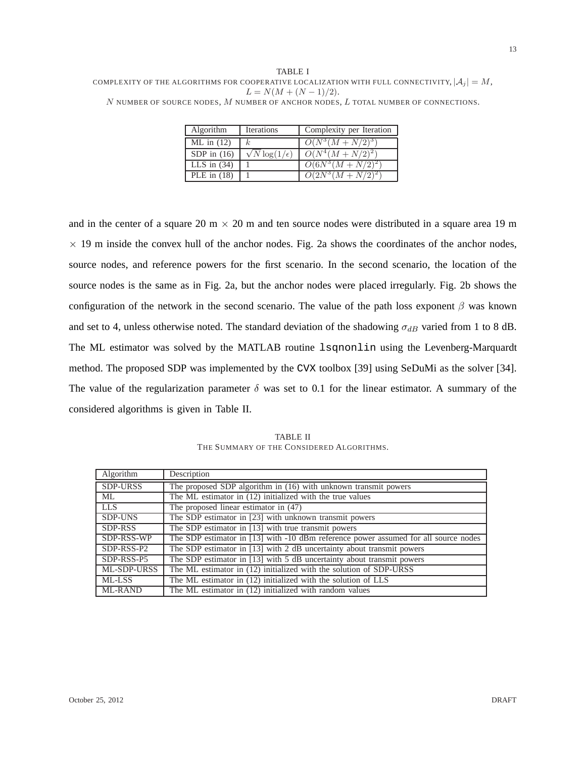TABLE I

COMPLEXITY OF THE ALGORITHMS FOR COOPERATIVE LOCALIZATION WITH FULL CONNECTIVITY, $|\mathcal{A}_j| = M$, $L = N(M + (N-1)/2)$.

$N$ NUMBER OF SOURCE NODES, $M$ NUMBER OF ANCHOR NODES, $L$ TOTAL NUMBER OF CONNECTIONS.

| Algorithm | Iterations | Complexity per Iteration |
|---|---|---|
| ML in (12) | $k$ | $O(N^3(M + N/2)^3)$ |
| SDP in (16) | $\sqrt{N}\log(1/\epsilon)$ | $O(N^4(M + N/2)^2)$ |
| LLS in (34) | 1 | $O(6N^3(M + N/2)^2)$ |
| PLE in (18) | 1 | $O(2N^3(M + N/2)^2)$ |

and in the center of a square 20 m $\times$ 20 m and ten source nodes were distributed in a square area 19 m $\times$ 19 m inside the convex hull of the anchor nodes. Fig. 2a shows the coordinates of the anchor nodes, source nodes, and reference powers for the first scenario. In the second scenario, the location of the source nodes is the same as in Fig. 2a, but the anchor nodes were placed irregularly. Fig. 2b shows the configuration of the network in the second scenario. The value of the path loss exponent $\beta$ was known and set to 4, unless otherwise noted. The standard deviation of the shadowing $\sigma_{dB}$ varied from 1 to 8 dB. The ML estimator was solved by the MATLAB routine `lsqnonlin` using the Levenberg-Marquardt method. The proposed SDP was implemented by the `CVX` toolbox [39] using SeDuMi as the solver [34]. The value of the regularization parameter $\delta$ was set to 0.1 for the linear estimator. A summary of the considered algorithms is given in Table II.

TABLE II

THE SUMMARY OF THE CONSIDERED ALGORITHMS.

| Algorithm | Description |
|---|---|
| SDP-URSS | The proposed SDP algorithm in (16) with unknown transmit powers |
| ML | The ML estimator in (12) initialized with the true values |
| LLS | The proposed linear estimator in (47) |
| SDP-UNS | The SDP estimator in [23] with unknown transmit powers |
| SDP-RSS | The SDP estimator in [13] with true transmit powers |
| SDP-RSS-WP | The SDP estimator in [13] with -10 dBm reference power assumed for all source nodes |
| SDP-RSS-P2 | The SDP estimator in [13] with 2 dB uncertainty about transmit powers |
| SDP-RSS-P5 | The SDP estimator in [13] with 5 dB uncertainty about transmit powers |
| ML-SDP-URSS | The ML estimator in (12) initialized with the solution of SDP-URSS |
| ML-LSS | The ML estimator in (12) initialized with the solution of LLS |
| ML-RAND | The ML estimator in (12) initialized with random values |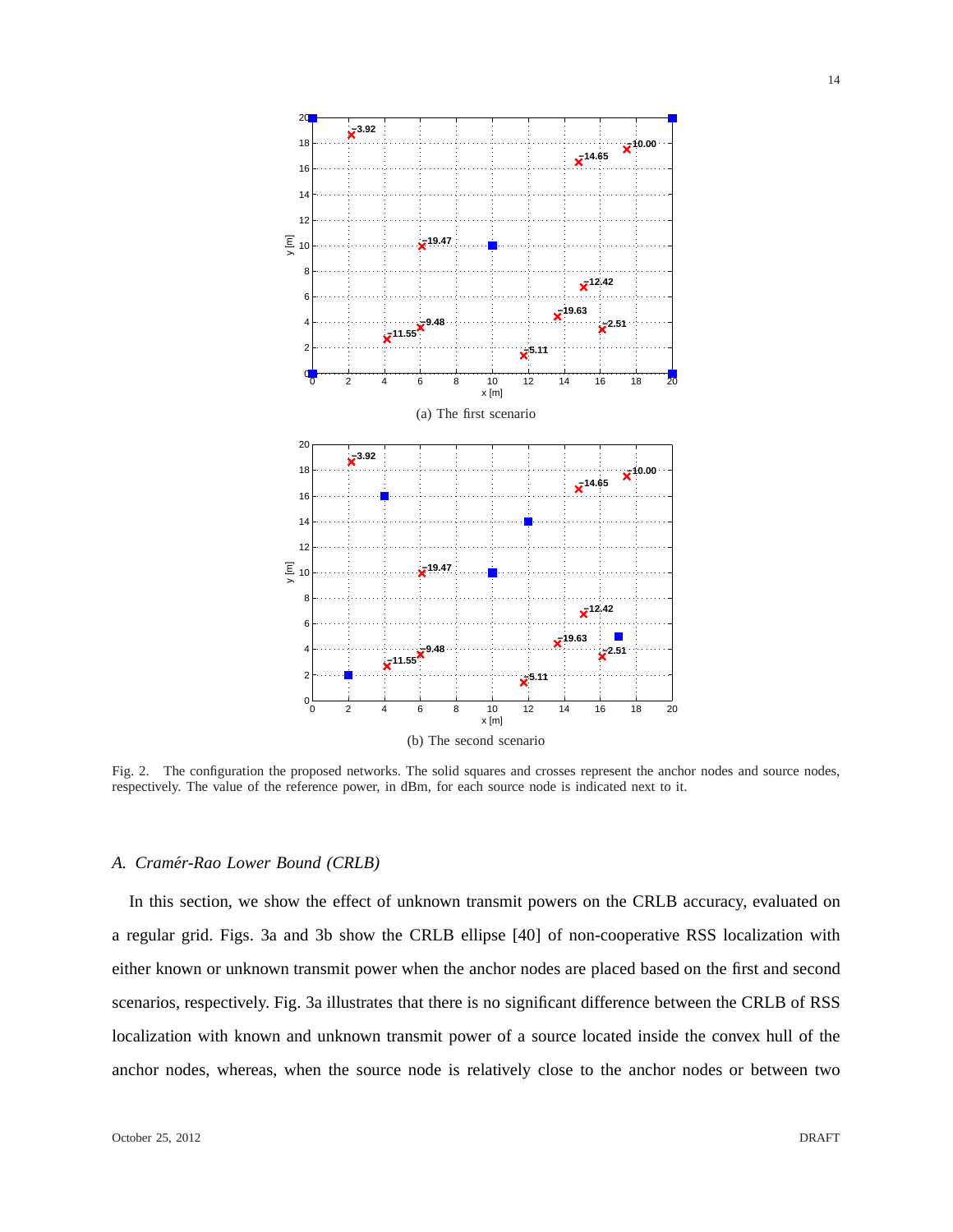(a) The first scenario

(b) The second scenario

Fig. 2. The configuration the proposed networks. The solid squares and crosses represent the anchor nodes and source nodes, respectively. The value of the reference power, in dBm, for each source node is indicated next to it.

### A. Cramér-Rao Lower Bound (CRLB)

In this section, we show the effect of unknown transmit powers on the CRLB accuracy, evaluated on a regular grid. Figs. 3a and 3b show the CRLB ellipse [40] of non-cooperative RSS localization with either known or unknown transmit power when the anchor nodes are placed based on the first and second scenarios, respectively. Fig. 3a illustrates that there is no significant difference between the CRLB of RSS localization with known and unknown transmit power of a source located inside the convex hull of the anchor nodes, whereas, when the source node is relatively close to the anchor nodes or between two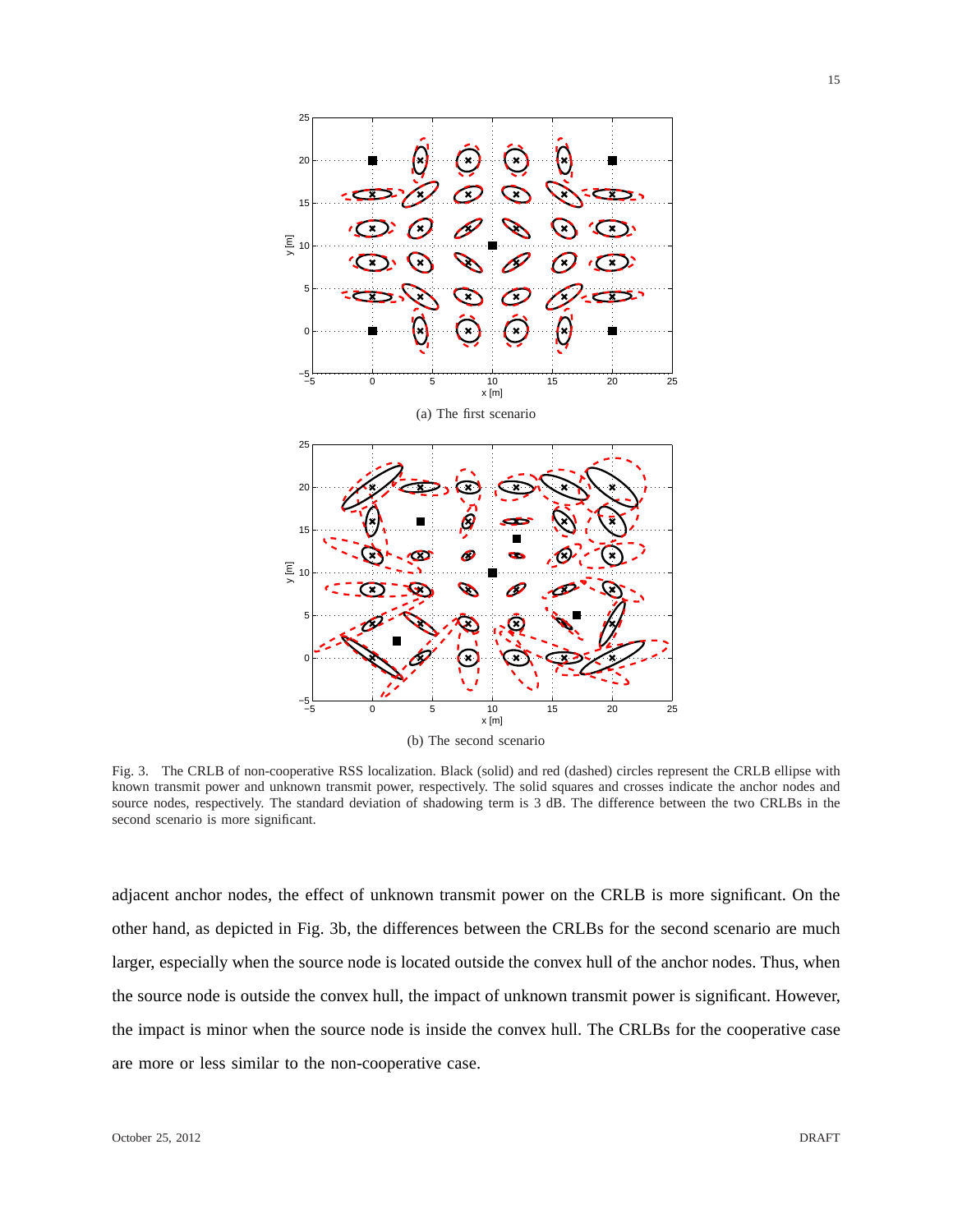(a) The first scenario

(b) The second scenario

Fig. 3. The CRLB of non-cooperative RSS localization. Black (solid) and red (dashed) circles represent the CRLB ellipse with known transmit power and unknown transmit power, respectively. The solid squares and crosses indicate the anchor nodes and source nodes, respectively. The standard deviation of shadowing term is 3 dB. The difference between the two CRLBs in the second scenario is more significant.

adjacent anchor nodes, the effect of unknown transmit power on the CRLB is more significant. On the other hand, as depicted in Fig. 3b, the differences between the CRLBs for the second scenario are much larger, especially when the source node is located outside the convex hull of the anchor nodes. Thus, when the source node is outside the convex hull, the impact of unknown transmit power is significant. However, the impact is minor when the source node is inside the convex hull. The CRLBs for the cooperative case are more or less similar to the non-cooperative case.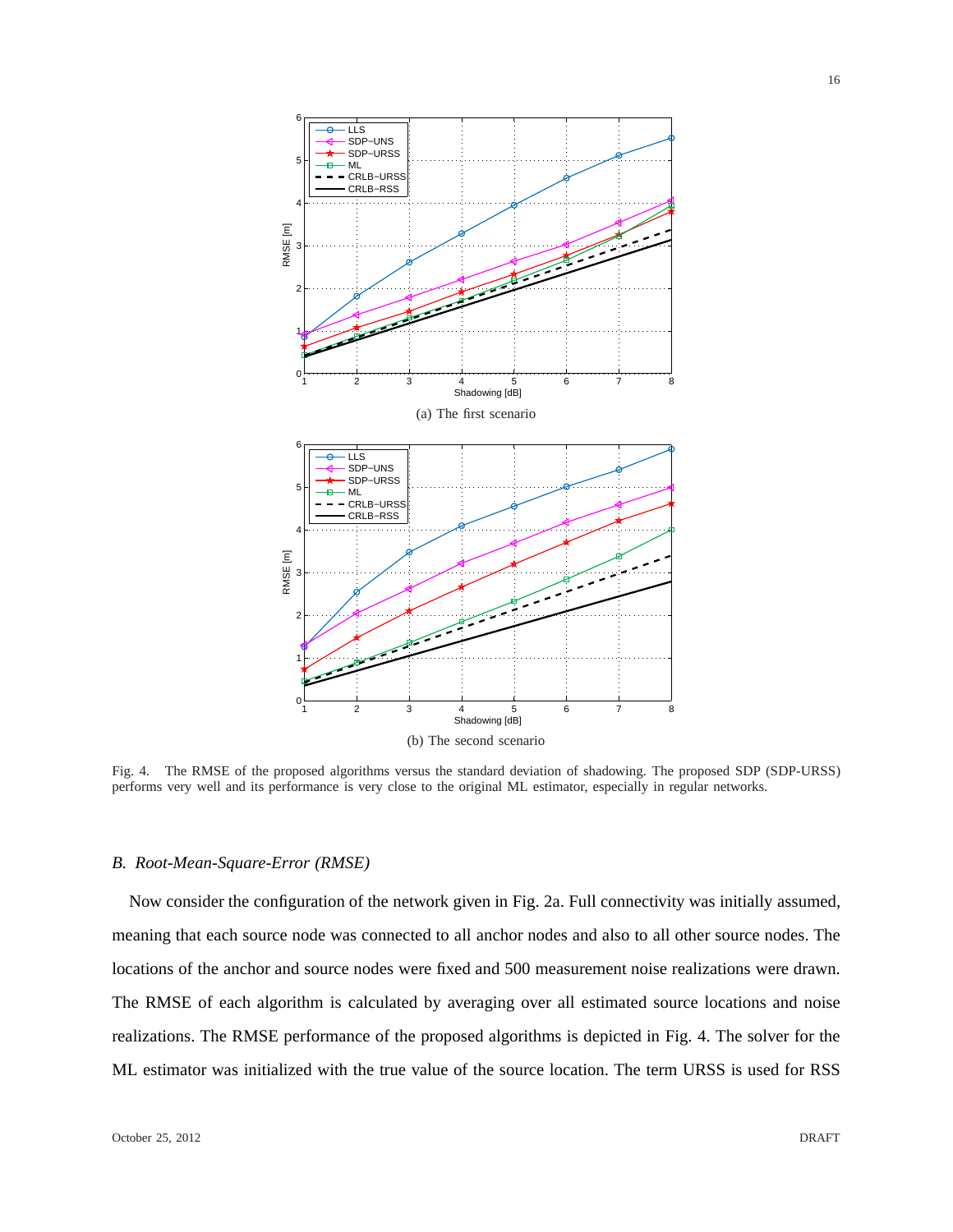(a) The first scenario

(b) The second scenario

Fig. 4. The RMSE of the proposed algorithms versus the standard deviation of shadowing. The proposed SDP (SDP-URSS) performs very well and its performance is very close to the original ML estimator, especially in regular networks.

### B. Root-Mean-Square-Error (RMSE)

Now consider the configuration of the network given in Fig. 2a. Full connectivity was initially assumed, meaning that each source node was connected to all anchor nodes and also to all other source nodes. The locations of the anchor and source nodes were fixed and 500 measurement noise realizations were drawn. The RMSE of each algorithm is calculated by averaging over all estimated source locations and noise realizations. The RMSE performance of the proposed algorithms is depicted in Fig. 4. The solver for the ML estimator was initialized with the true value of the source location. The term URSS is used for RSS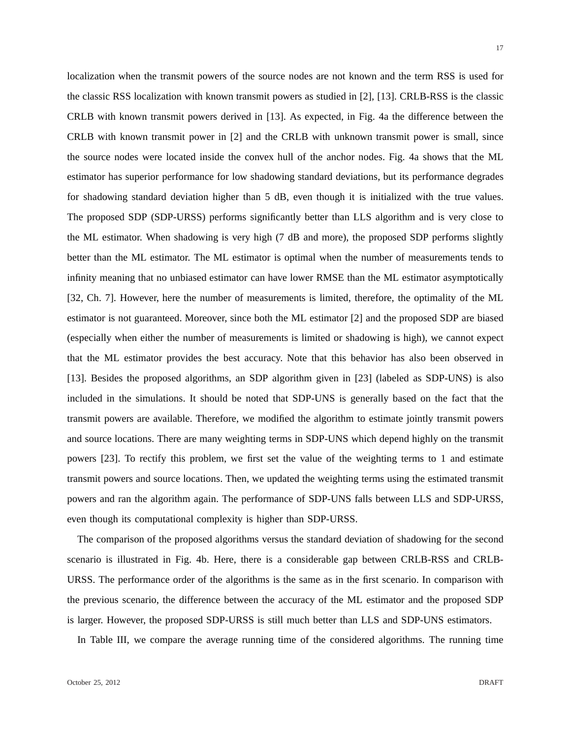localization when the transmit powers of the source nodes are not known and the term RSS is used for the classic RSS localization with known transmit powers as studied in [2], [13]. CRLB-RSS is the classic CRLB with known transmit powers derived in [13]. As expected, in Fig. 4a the difference between the CRLB with known transmit power in [2] and the CRLB with unknown transmit power is small, since the source nodes were located inside the convex hull of the anchor nodes. Fig. 4a shows that the ML estimator has superior performance for low shadowing standard deviations, but its performance degrades for shadowing standard deviation higher than 5 dB, even though it is initialized with the true values. The proposed SDP (SDP-URSS) performs significantly better than LLS algorithm and is very close to the ML estimator. When shadowing is very high (7 dB and more), the proposed SDP performs slightly better than the ML estimator. The ML estimator is optimal when the number of measurements tends to infinity meaning that no unbiased estimator can have lower RMSE than the ML estimator asymptotically [32, Ch. 7]. However, here the number of measurements is limited, therefore, the optimality of the ML estimator is not guaranteed. Moreover, since both the ML estimator [2] and the proposed SDP are biased (especially when either the number of measurements is limited or shadowing is high), we cannot expect that the ML estimator provides the best accuracy. Note that this behavior has also been observed in [13]. Besides the proposed algorithms, an SDP algorithm given in [23] (labeled as SDP-UNS) is also included in the simulations. It should be noted that SDP-UNS is generally based on the fact that the transmit powers are available. Therefore, we modified the algorithm to estimate jointly transmit powers and source locations. There are many weighting terms in SDP-UNS which depend highly on the transmit powers [23]. To rectify this problem, we first set the value of the weighting terms to 1 and estimate transmit powers and source locations. Then, we updated the weighting terms using the estimated transmit powers and ran the algorithm again. The performance of SDP-UNS falls between LLS and SDP-URSS, even though its computational complexity is higher than SDP-URSS.

The comparison of the proposed algorithms versus the standard deviation of shadowing for the second scenario is illustrated in Fig. 4b. Here, there is a considerable gap between CRLB-RSS and CRLB-URSS. The performance order of the algorithms is the same as in the first scenario. In comparison with the previous scenario, the difference between the accuracy of the ML estimator and the proposed SDP is larger. However, the proposed SDP-URSS is still much better than LLS and SDP-UNS estimators.

In Table III, we compare the average running time of the considered algorithms. The running time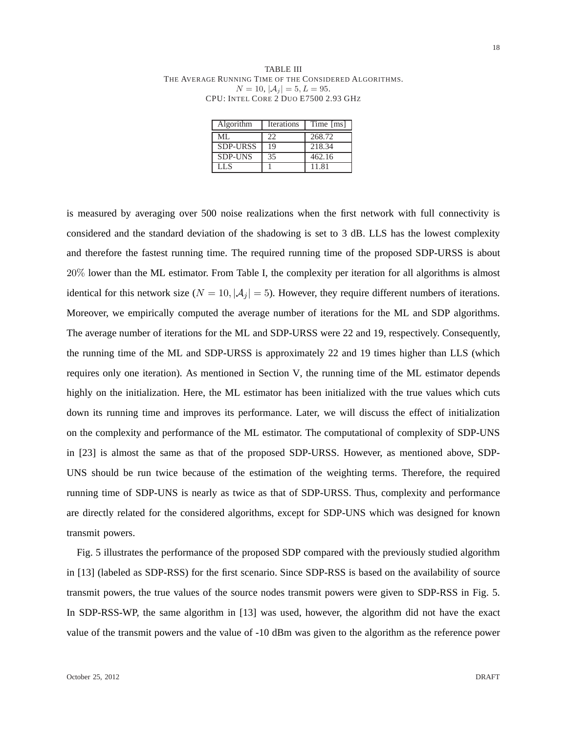TABLE III
THE AVERAGE RUNNING TIME OF THE CONSIDERED ALGORITHMS.
$N = 10, |\mathcal{A}_j| = 5, L = 95$.
CPU: INTEL CORE 2 DUO E7500 2.93 GHZ

| Algorithm | Iterations | Time [ms] |
|---|---|---|
| ML | 22 | 268.72 |
| SDP-URSS | 19 | 218.34 |
| SDP-UNS | 35 | 462.16 |
| LLS | 1 | 11.81 |

is measured by averaging over 500 noise realizations when the first network with full connectivity is considered and the standard deviation of the shadowing is set to 3 dB. LLS has the lowest complexity and therefore the fastest running time. The required running time of the proposed SDP-URSS is about $20\%$ lower than the ML estimator. From Table I, the complexity per iteration for all algorithms is almost identical for this network size ($N = 10, |\mathcal{A}_j| = 5$). However, they require different numbers of iterations. Moreover, we empirically computed the average number of iterations for the ML and SDP algorithms. The average number of iterations for the ML and SDP-URSS were 22 and 19, respectively. Consequently, the running time of the ML and SDP-URSS is approximately 22 and 19 times higher than LLS (which requires only one iteration). As mentioned in Section V, the running time of the ML estimator depends highly on the initialization. Here, the ML estimator has been initialized with the true values which cuts down its running time and improves its performance. Later, we will discuss the effect of initialization on the complexity and performance of the ML estimator. The computational of complexity of SDP-UNS in [23] is almost the same as that of the proposed SDP-URSS. However, as mentioned above, SDP-UNS should be run twice because of the estimation of the weighting terms. Therefore, the required running time of SDP-UNS is nearly as twice as that of SDP-URSS. Thus, complexity and performance are directly related for the considered algorithms, except for SDP-UNS which was designed for known transmit powers.

Fig. 5 illustrates the performance of the proposed SDP compared with the previously studied algorithm in [13] (labeled as SDP-RSS) for the first scenario. Since SDP-RSS is based on the availability of source transmit powers, the true values of the source nodes transmit powers were given to SDP-RSS in Fig. 5. In SDP-RSS-WP, the same algorithm in [13] was used, however, the algorithm did not have the exact value of the transmit powers and the value of -10 dBm was given to the algorithm as the reference power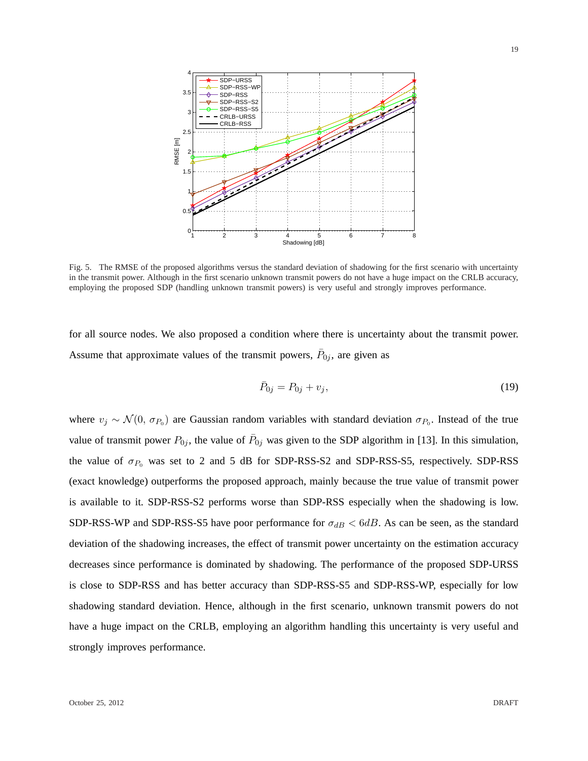Fig. 5. The RMSE of the proposed algorithms versus the standard deviation of shadowing for the first scenario with uncertainty in the transmit power. Although in the first scenario unknown transmit powers do not have a huge impact on the CRLB accuracy, employing the proposed SDP (handling unknown transmit powers) is very useful and strongly improves performance.

for all source nodes. We also proposed a condition where there is uncertainty about the transmit power. Assume that approximate values of the transmit powers, $\bar{P}_{0j}$, are given as

$$\bar{P}_{0j} = P_{0j} + v_j, \tag{19}$$

where $v_j \sim \mathcal{N}(0, \sigma_{P_0})$ are Gaussian random variables with standard deviation $\sigma_{P_0}$. Instead of the true value of transmit power $P_{0j}$, the value of $\bar{P}_{0j}$ was given to the SDP algorithm in [13]. In this simulation, the value of $\sigma_{P_0}$ was set to 2 and 5 dB for SDP-RSS-S2 and SDP-RSS-S5, respectively. SDP-RSS (exact knowledge) outperforms the proposed approach, mainly because the true value of transmit power is available to it. SDP-RSS-S2 performs worse than SDP-RSS especially when the shadowing is low. SDP-RSS-WP and SDP-RSS-S5 have poor performance for $\sigma_{dB} < 6dB$. As can be seen, as the standard deviation of the shadowing increases, the effect of transmit power uncertainty on the estimation accuracy decreases since performance is dominated by shadowing. The performance of the proposed SDP-URSS is close to SDP-RSS and has better accuracy than SDP-RSS-S5 and SDP-RSS-WP, especially for low shadowing standard deviation. Hence, although in the first scenario, unknown transmit powers do not have a huge impact on the CRLB, employing an algorithm handling this uncertainty is very useful and strongly improves performance.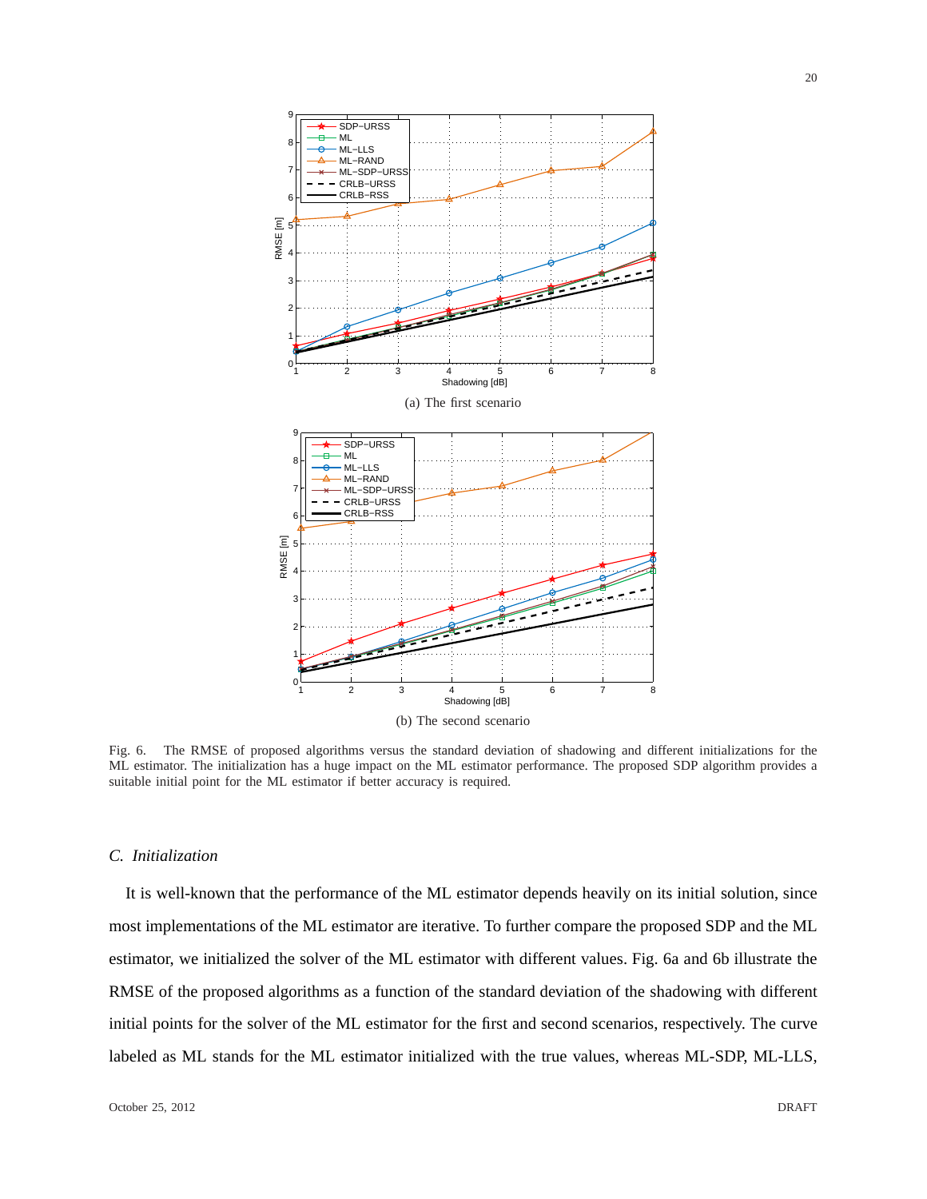(a) The first scenario

(b) The second scenario

Fig. 6. The RMSE of proposed algorithms versus the standard deviation of shadowing and different initializations for the ML estimator. The initialization has a huge impact on the ML estimator performance. The proposed SDP algorithm provides a suitable initial point for the ML estimator if better accuracy is required.

### C. Initialization

It is well-known that the performance of the ML estimator depends heavily on its initial solution, since most implementations of the ML estimator are iterative. To further compare the proposed SDP and the ML estimator, we initialized the solver of the ML estimator with different values. Fig. 6a and 6b illustrate the RMSE of the proposed algorithms as a function of the standard deviation of the shadowing with different initial points for the solver of the ML estimator for the first and second scenarios, respectively. The curve labeled as ML stands for the ML estimator initialized with the true values, whereas ML-SDP, ML-LLS,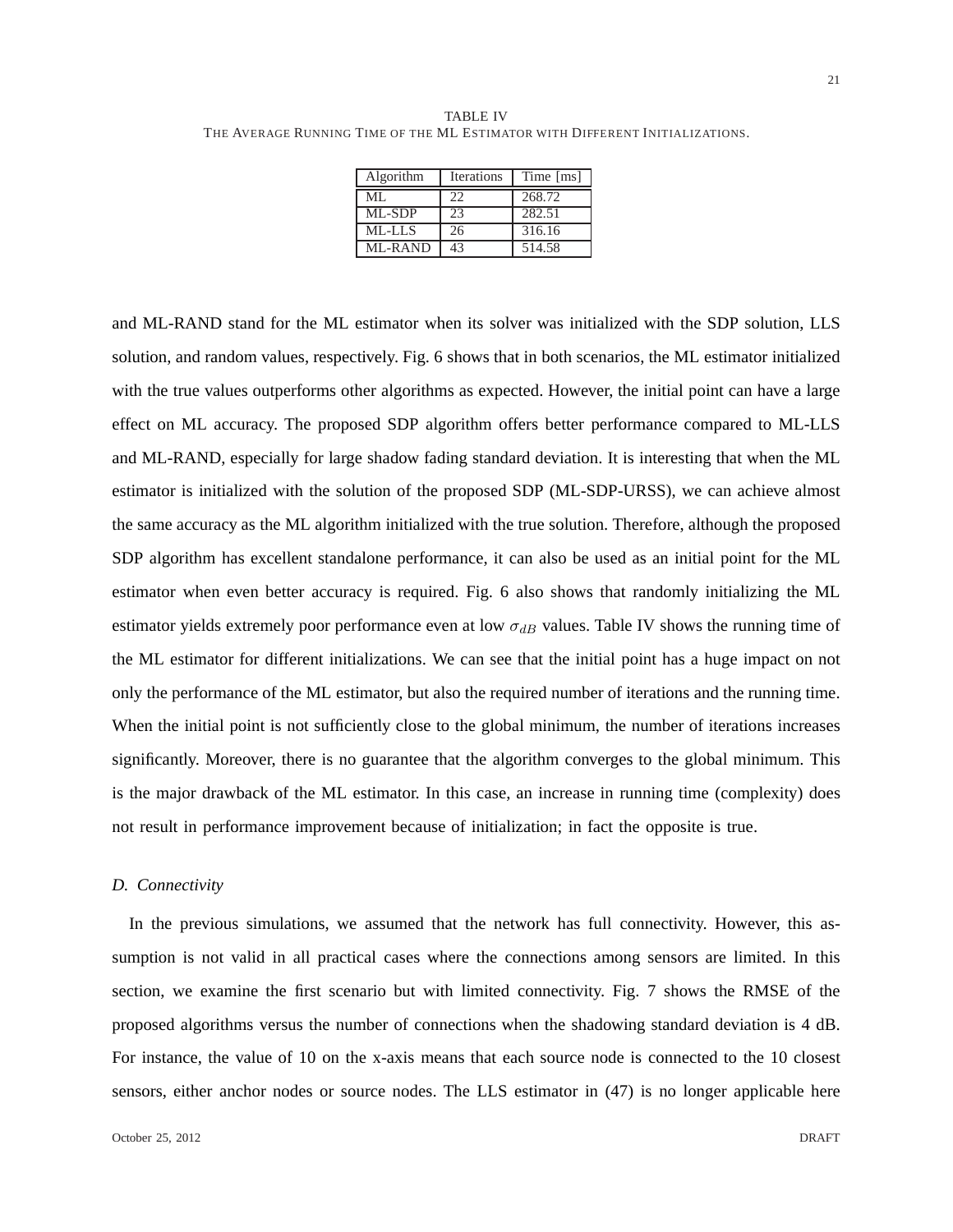TABLE IV
THE AVERAGE RUNNING TIME OF THE ML ESTIMATOR WITH DIFFERENT INITIALIZATIONS.

| Algorithm | Iterations | Time [ms] |
|---|---|---|
| ML | 22 | 268.72 |
| ML-SDP | 23 | 282.51 |
| ML-LLS | 26 | 316.16 |
| ML-RAND | 43 | 514.58 |

and ML-RAND stand for the ML estimator when its solver was initialized with the SDP solution, LLS solution, and random values, respectively. Fig. 6 shows that in both scenarios, the ML estimator initialized with the true values outperforms other algorithms as expected. However, the initial point can have a large effect on ML accuracy. The proposed SDP algorithm offers better performance compared to ML-LLS and ML-RAND, especially for large shadow fading standard deviation. It is interesting that when the ML estimator is initialized with the solution of the proposed SDP (ML-SDP-URSS), we can achieve almost the same accuracy as the ML algorithm initialized with the true solution. Therefore, although the proposed SDP algorithm has excellent standalone performance, it can also be used as an initial point for the ML estimator when even better accuracy is required. Fig. 6 also shows that randomly initializing the ML estimator yields extremely poor performance even at low $\sigma_{dB}$ values. Table IV shows the running time of the ML estimator for different initializations. We can see that the initial point has a huge impact on not only the performance of the ML estimator, but also the required number of iterations and the running time. When the initial point is not sufficiently close to the global minimum, the number of iterations increases significantly. Moreover, there is no guarantee that the algorithm converges to the global minimum. This is the major drawback of the ML estimator. In this case, an increase in running time (complexity) does not result in performance improvement because of initialization; in fact the opposite is true.

### D. Connectivity

In the previous simulations, we assumed that the network has full connectivity. However, this assumption is not valid in all practical cases where the connections among sensors are limited. In this section, we examine the first scenario but with limited connectivity. Fig. 7 shows the RMSE of the proposed algorithms versus the number of connections when the shadowing standard deviation is 4 dB. For instance, the value of 10 on the x-axis means that each source node is connected to the 10 closest sensors, either anchor nodes or source nodes. The LLS estimator in (47) is no longer applicable here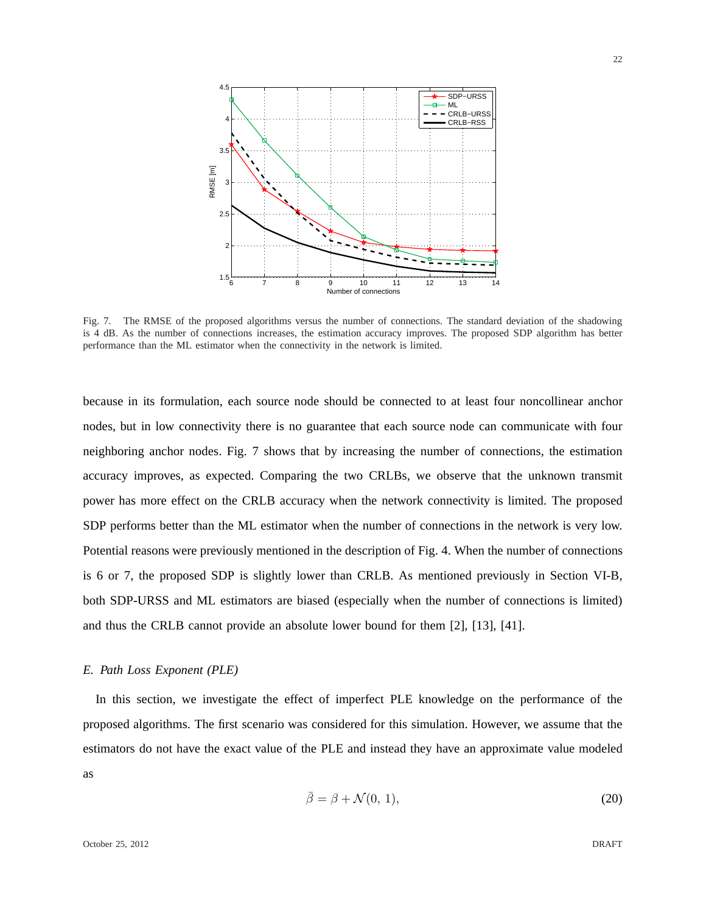Fig. 7. The RMSE of the proposed algorithms versus the number of connections. The standard deviation of the shadowing is 4 dB. As the number of connections increases, the estimation accuracy improves. The proposed SDP algorithm has better performance than the ML estimator when the connectivity in the network is limited.

because in its formulation, each source node should be connected to at least four noncollinear anchor nodes, but in low connectivity there is no guarantee that each source node can communicate with four neighboring anchor nodes. Fig. 7 shows that by increasing the number of connections, the estimation accuracy improves, as expected. Comparing the two CRLBs, we observe that the unknown transmit power has more effect on the CRLB accuracy when the network connectivity is limited. The proposed SDP performs better than the ML estimator when the number of connections in the network is very low. Potential reasons were previously mentioned in the description of Fig. 4. When the number of connections is 6 or 7, the proposed SDP is slightly lower than CRLB. As mentioned previously in Section VI-B, both SDP-URSS and ML estimators are biased (especially when the number of connections is limited) and thus the CRLB cannot provide an absolute lower bound for them [2], [13], [41].

### *E. Path Loss Exponent (PLE)*

In this section, we investigate the effect of imperfect PLE knowledge on the performance of the proposed algorithms. The first scenario was considered for this simulation. However, we assume that the estimators do not have the exact value of the PLE and instead they have an approximate value modeled as

$$\bar{\beta} = \beta + \mathcal{N}(0,\, 1), \tag{20}$$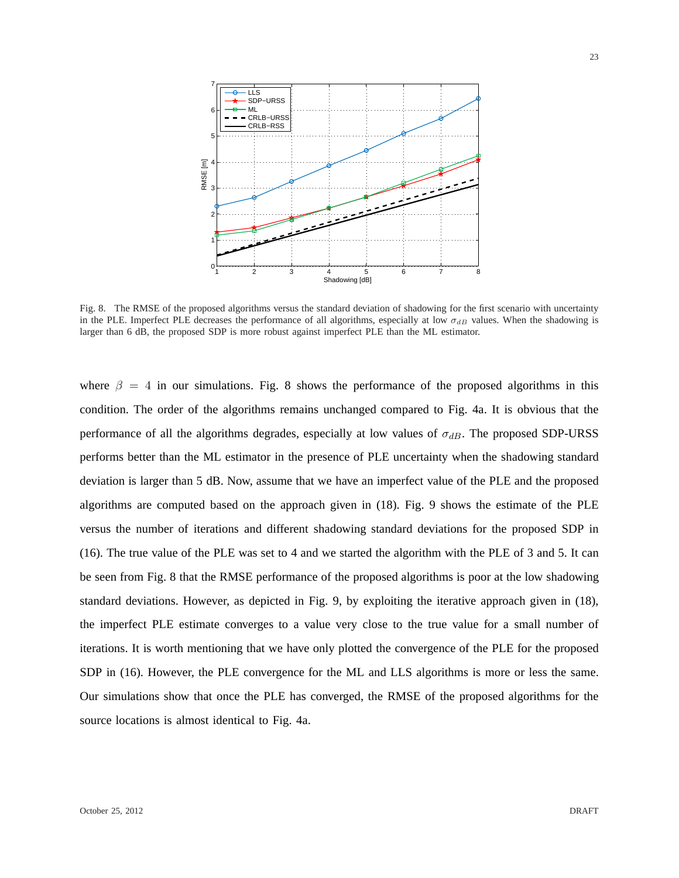Fig. 8. The RMSE of the proposed algorithms versus the standard deviation of shadowing for the first scenario with uncertainty in the PLE. Imperfect PLE decreases the performance of all algorithms, especially at low $\sigma_{dB}$ values. When the shadowing is larger than 6 dB, the proposed SDP is more robust against imperfect PLE than the ML estimator.

where $\beta = 4$ in our simulations. Fig. 8 shows the performance of the proposed algorithms in this condition. The order of the algorithms remains unchanged compared to Fig. 4a. It is obvious that the performance of all the algorithms degrades, especially at low values of $\sigma_{dB}$. The proposed SDP-URSS performs better than the ML estimator in the presence of PLE uncertainty when the shadowing standard deviation is larger than 5 dB. Now, assume that we have an imperfect value of the PLE and the proposed algorithms are computed based on the approach given in (18). Fig. 9 shows the estimate of the PLE versus the number of iterations and different shadowing standard deviations for the proposed SDP in (16). The true value of the PLE was set to 4 and we started the algorithm with the PLE of 3 and 5. It can be seen from Fig. 8 that the RMSE performance of the proposed algorithms is poor at the low shadowing standard deviations. However, as depicted in Fig. 9, by exploiting the iterative approach given in (18), the imperfect PLE estimate converges to a value very close to the true value for a small number of iterations. It is worth mentioning that we have only plotted the convergence of the PLE for the proposed SDP in (16). However, the PLE convergence for the ML and LLS algorithms is more or less the same. Our simulations show that once the PLE has converged, the RMSE of the proposed algorithms for the source locations is almost identical to Fig. 4a.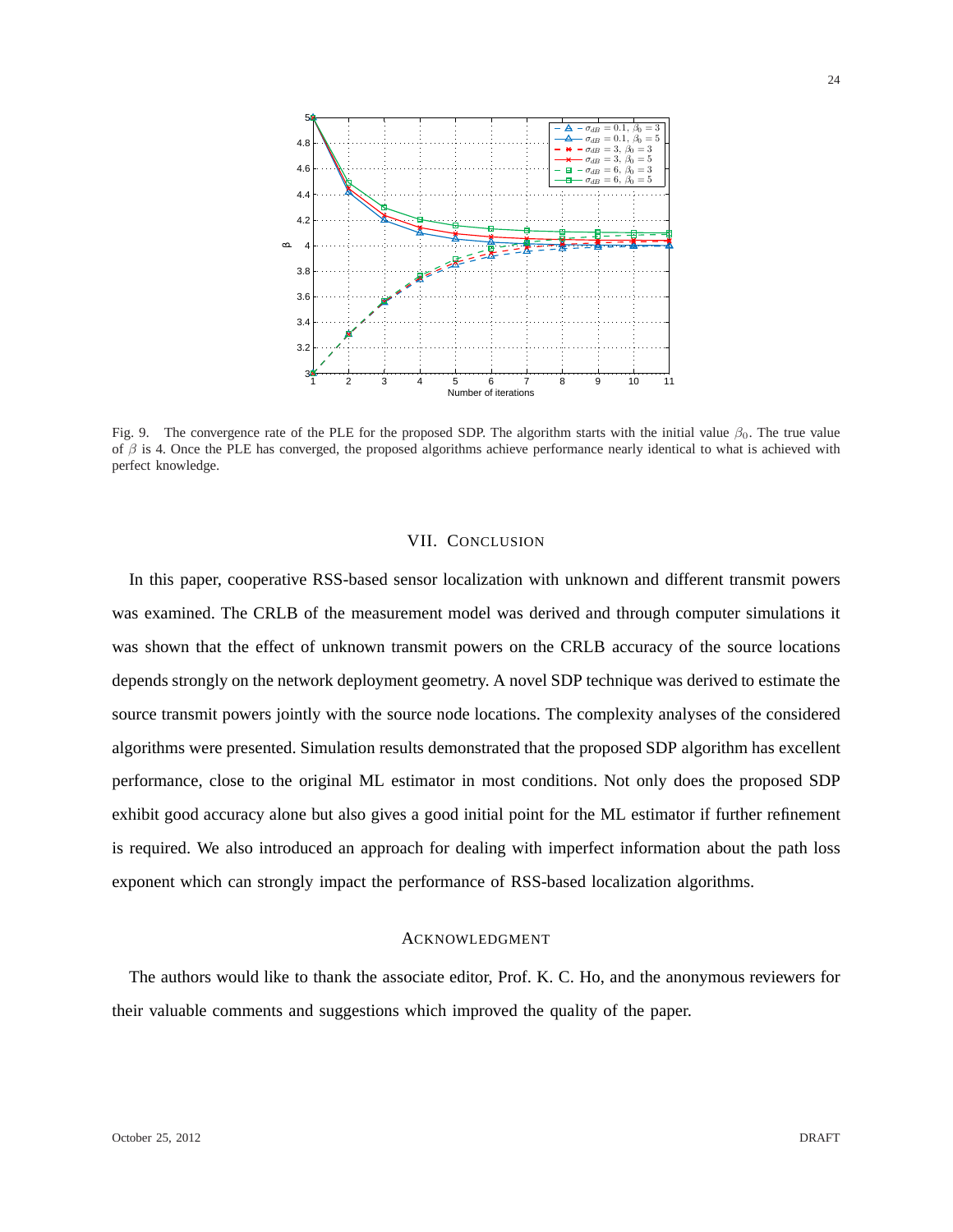Fig. 9. The convergence rate of the PLE for the proposed SDP. The algorithm starts with the initial value $\beta_0$. The true value of $\beta$ is 4. Once the PLE has converged, the proposed algorithms achieve performance nearly identical to what is achieved with perfect knowledge.

## VII. CONCLUSION

In this paper, cooperative RSS-based sensor localization with unknown and different transmit powers was examined. The CRLB of the measurement model was derived and through computer simulations it was shown that the effect of unknown transmit powers on the CRLB accuracy of the source locations depends strongly on the network deployment geometry. A novel SDP technique was derived to estimate the source transmit powers jointly with the source node locations. The complexity analyses of the considered algorithms were presented. Simulation results demonstrated that the proposed SDP algorithm has excellent performance, close to the original ML estimator in most conditions. Not only does the proposed SDP exhibit good accuracy alone but also gives a good initial point for the ML estimator if further refinement is required. We also introduced an approach for dealing with imperfect information about the path loss exponent which can strongly impact the performance of RSS-based localization algorithms.

## ACKNOWLEDGMENT

The authors would like to thank the associate editor, Prof. K. C. Ho, and the anonymous reviewers for their valuable comments and suggestions which improved the quality of the paper.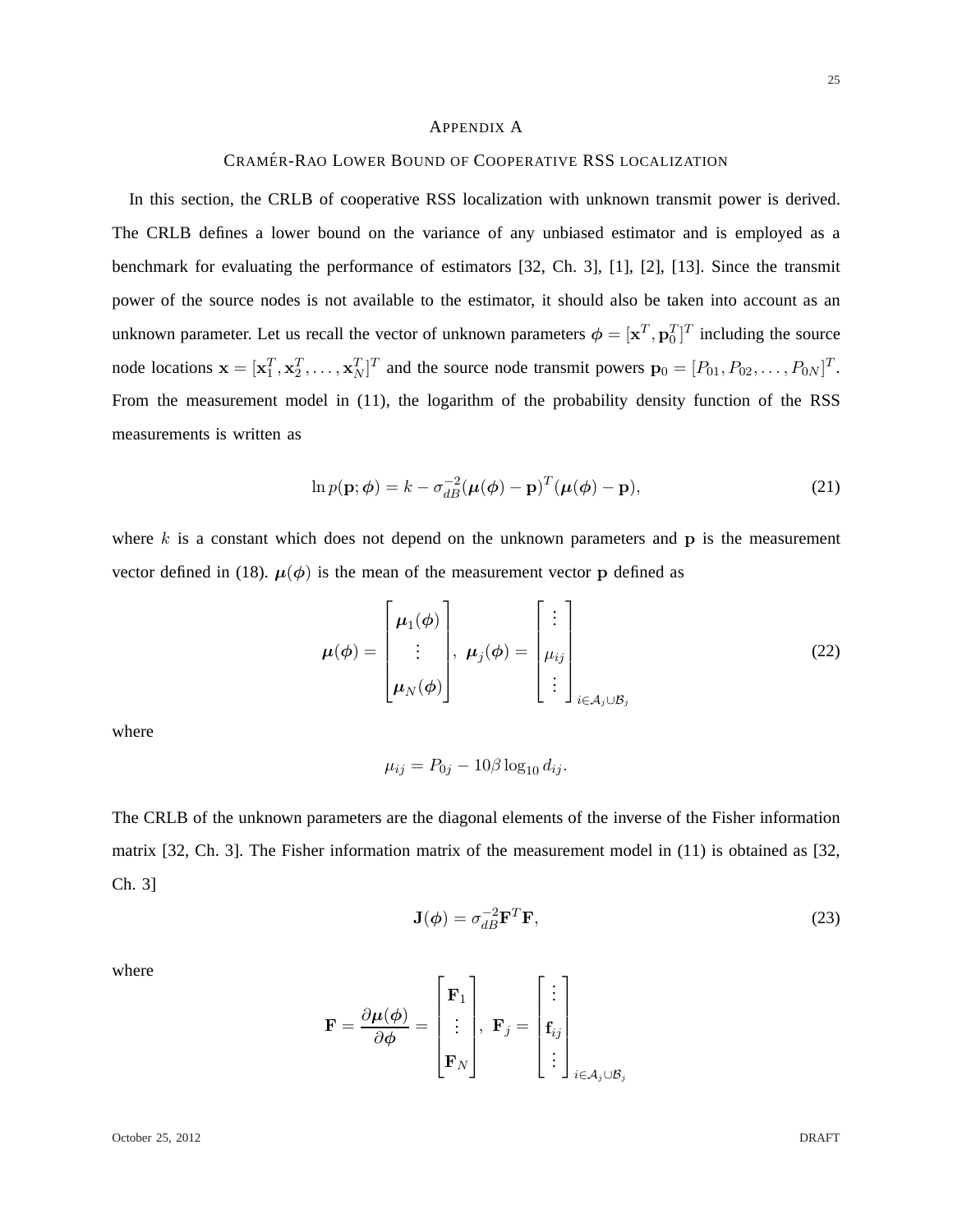# Appendix A

## Cramér-Rao Lower Bound of Cooperative RSS localization

In this section, the CRLB of cooperative RSS localization with unknown transmit power is derived. The CRLB defines a lower bound on the variance of any unbiased estimator and is employed as a benchmark for evaluating the performance of estimators [32, Ch. 3], [1], [2], [13]. Since the transmit power of the source nodes is not available to the estimator, it should also be taken into account as an unknown parameter. Let us recall the vector of unknown parameters $\boldsymbol{\phi} = [\mathbf{x}^T, \mathbf{p}_0^T]^T$ including the source node locations $\mathbf{x} = [\mathbf{x}_1^T, \mathbf{x}_2^T, \ldots, \mathbf{x}_N^T]^T$ and the source node transmit powers $\mathbf{p}_0 = [P_{01}, P_{02}, \ldots, P_{0N}]^T$. From the measurement model in (11), the logarithm of the probability density function of the RSS measurements is written as

$$\ln p(\mathbf{p}; \boldsymbol{\phi}) = k - \sigma_{dB}^{-2} (\boldsymbol{\mu}(\boldsymbol{\phi}) - \mathbf{p})^T (\boldsymbol{\mu}(\boldsymbol{\phi}) - \mathbf{p}), \tag{21}$$

where $k$ is a constant which does not depend on the unknown parameters and $\mathbf{p}$ is the measurement vector defined in (18). $\boldsymbol{\mu}(\boldsymbol{\phi})$ is the mean of the measurement vector $\mathbf{p}$ defined as

$$\boldsymbol{\mu}(\boldsymbol{\phi}) = \begin{bmatrix} \boldsymbol{\mu}_1(\boldsymbol{\phi}) \\ \vdots \\ \boldsymbol{\mu}_N(\boldsymbol{\phi}) \end{bmatrix}, \ \boldsymbol{\mu}_j(\boldsymbol{\phi}) = \begin{bmatrix} \vdots \\ \mu_{ij} \\ \vdots \end{bmatrix}_{i \in \mathcal{A}_j \cup \mathcal{B}_j} \tag{22}$$

where

$$\mu_{ij} = P_{0j} - 10\beta \log_{10} d_{ij}.$$

The CRLB of the unknown parameters are the diagonal elements of the inverse of the Fisher information matrix [32, Ch. 3]. The Fisher information matrix of the measurement model in (11) is obtained as [32, Ch. 3]

$$\mathbf{J}(\boldsymbol{\phi}) = \sigma_{dB}^{-2} \mathbf{F}^T \mathbf{F}, \tag{23}$$

where

$$\mathbf{F} = \frac{\partial \boldsymbol{\mu}(\boldsymbol{\phi})}{\partial \boldsymbol{\phi}} = \begin{bmatrix} \mathbf{F}_1 \\ \vdots \\ \mathbf{F}_N \end{bmatrix}, \ \mathbf{F}_j = \begin{bmatrix} \vdots \\ \mathbf{f}_{ij} \\ \vdots \end{bmatrix}_{i \in \mathcal{A}_j \cup \mathcal{B}_j}$$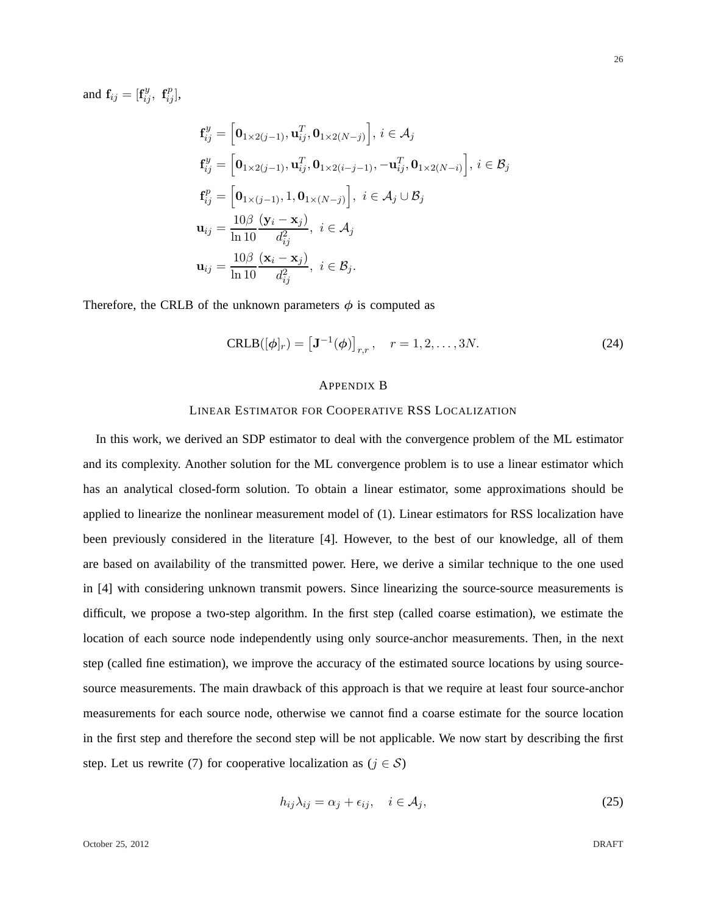and $\mathbf{f}_{ij} = [\mathbf{f}_{ij}^y,\ \mathbf{f}_{ij}^p]$,

$$
\begin{aligned}
\mathbf{f}_{ij}^y &= \left[\mathbf{0}_{1\times 2(j-1)}, \mathbf{u}_{ij}^T, \mathbf{0}_{1\times 2(N-j)}\right],\ i \in \mathcal{A}_j \\
\mathbf{f}_{ij}^y &= \left[\mathbf{0}_{1\times 2(j-1)}, \mathbf{u}_{ij}^T, \mathbf{0}_{1\times 2(i-j-1)}, -\mathbf{u}_{ij}^T, \mathbf{0}_{1\times 2(N-i)}\right],\ i \in \mathcal{B}_j \\
\mathbf{f}_{ij}^p &= \left[\mathbf{0}_{1\times (j-1)}, 1, \mathbf{0}_{1\times (N-j)}\right],\ \ i \in \mathcal{A}_j \cup \mathcal{B}_j \\
\mathbf{u}_{ij} &= \frac{10\beta}{\ln 10}\frac{(\mathbf{y}_i - \mathbf{x}_j)}{d_{ij}^2},\ \ i \in \mathcal{A}_j \\
\mathbf{u}_{ij} &= \frac{10\beta}{\ln 10}\frac{(\mathbf{x}_i - \mathbf{x}_j)}{d_{ij}^2},\ \ i \in \mathcal{B}_j.
\end{aligned}
$$

Therefore, the CRLB of the unknown parameters $\boldsymbol{\phi}$ is computed as

$$
\text{CRLB}([\boldsymbol{\phi}]_r) = \left[\mathbf{J}^{-1}(\boldsymbol{\phi})\right]_{r,r}, \quad r = 1, 2, \ldots, 3N. \tag{24}
$$

## Appendix B

## Linear Estimator for Cooperative RSS Localization

In this work, we derived an SDP estimator to deal with the convergence problem of the ML estimator and its complexity. Another solution for the ML convergence problem is to use a linear estimator which has an analytical closed-form solution. To obtain a linear estimator, some approximations should be applied to linearize the nonlinear measurement model of (1). Linear estimators for RSS localization have been previously considered in the literature [4]. However, to the best of our knowledge, all of them are based on availability of the transmitted power. Here, we derive a similar technique to the one used in [4] with considering unknown transmit powers. Since linearizing the source-source measurements is difficult, we propose a two-step algorithm. In the first step (called coarse estimation), we estimate the location of each source node independently using only source-anchor measurements. Then, in the next step (called fine estimation), we improve the accuracy of the estimated source locations by using source-source measurements. The main drawback of this approach is that we require at least four source-anchor measurements for each source node, otherwise we cannot find a coarse estimate for the source location in the first step and therefore the second step will be not applicable. We now start by describing the first step. Let us rewrite (7) for cooperative localization as ($j \in \mathcal{S}$)

$$
h_{ij}\lambda_{ij} = \alpha_j + \epsilon_{ij}, \quad i \in \mathcal{A}_j, \tag{25}
$$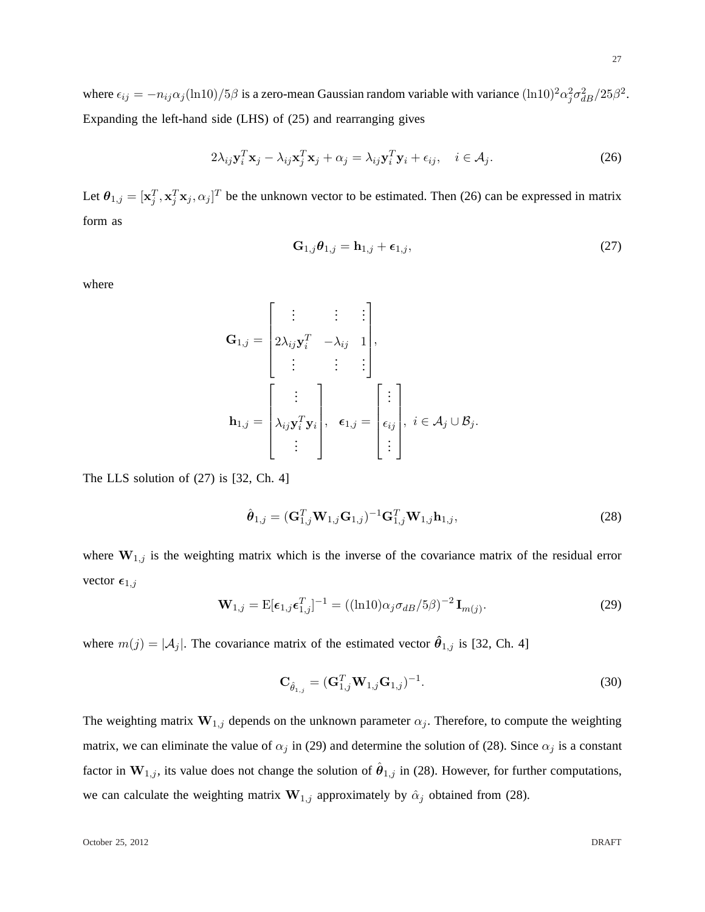where $\epsilon_{ij} = -n_{ij}\alpha_j(\ln 10)/5\beta$ is a zero-mean Gaussian random variable with variance $(\ln 10)^2\alpha_j^2\sigma_{dB}^2/25\beta^2$. Expanding the left-hand side (LHS) of (25) and rearranging gives

$$2\lambda_{ij}\mathbf{y}_i^T\mathbf{x}_j - \lambda_{ij}\mathbf{x}_j^T\mathbf{x}_j + \alpha_j = \lambda_{ij}\mathbf{y}_i^T\mathbf{y}_i + \epsilon_{ij}, \quad i \in \mathcal{A}_j. \tag{26}$$

Let $\boldsymbol{\theta}_{1,j} = [\mathbf{x}_j^T, \mathbf{x}_j^T\mathbf{x}_j, \alpha_j]^T$ be the unknown vector to be estimated. Then (26) can be expressed in matrix form as

$$\mathbf{G}_{1,j}\boldsymbol{\theta}_{1,j} = \mathbf{h}_{1,j} + \boldsymbol{\epsilon}_{1,j}, \tag{27}$$

where

$$\mathbf{G}_{1,j} = \begin{bmatrix} \vdots & \vdots & \vdots \\ 2\lambda_{ij}\mathbf{y}_i^T & -\lambda_{ij} & 1 \\ \vdots & \vdots & \vdots \end{bmatrix},$$

$$\mathbf{h}_{1,j} = \begin{bmatrix} \vdots \\ \lambda_{ij}\mathbf{y}_i^T\mathbf{y}_i \\ \vdots \end{bmatrix}, \quad \boldsymbol{\epsilon}_{1,j} = \begin{bmatrix} \vdots \\ \epsilon_{ij} \\ \vdots \end{bmatrix}, \; i \in \mathcal{A}_j \cup \mathcal{B}_j.$$

The LLS solution of (27) is [32, Ch. 4]

$$\hat{\boldsymbol{\theta}}_{1,j} = (\mathbf{G}_{1,j}^T\mathbf{W}_{1,j}\mathbf{G}_{1,j})^{-1}\mathbf{G}_{1,j}^T\mathbf{W}_{1,j}\mathbf{h}_{1,j}, \tag{28}$$

where $\mathbf{W}_{1,j}$ is the weighting matrix which is the inverse of the covariance matrix of the residual error vector $\boldsymbol{\epsilon}_{1,j}$

$$\mathbf{W}_{1,j} = \mathrm{E}[\boldsymbol{\epsilon}_{1,j}\boldsymbol{\epsilon}_{1,j}^T]^{-1} = ((\ln 10)\alpha_j\sigma_{dB}/5\beta)^{-2}\,\mathbf{I}_{m(j)}. \tag{29}$$

where $m(j) = |\mathcal{A}_j|$. The covariance matrix of the estimated vector $\hat{\boldsymbol{\theta}}_{1,j}$ is [32, Ch. 4]

$$\mathbf{C}_{\hat{\theta}_{1,j}} = (\mathbf{G}_{1,j}^T\mathbf{W}_{1,j}\mathbf{G}_{1,j})^{-1}. \tag{30}$$

The weighting matrix $\mathbf{W}_{1,j}$ depends on the unknown parameter $\alpha_j$. Therefore, to compute the weighting matrix, we can eliminate the value of $\alpha_j$ in (29) and determine the solution of (28). Since $\alpha_j$ is a constant factor in $\mathbf{W}_{1,j}$, its value does not change the solution of $\hat{\boldsymbol{\theta}}_{1,j}$ in (28). However, for further computations, we can calculate the weighting matrix $\mathbf{W}_{1,j}$ approximately by $\hat{\alpha}_j$ obtained from (28).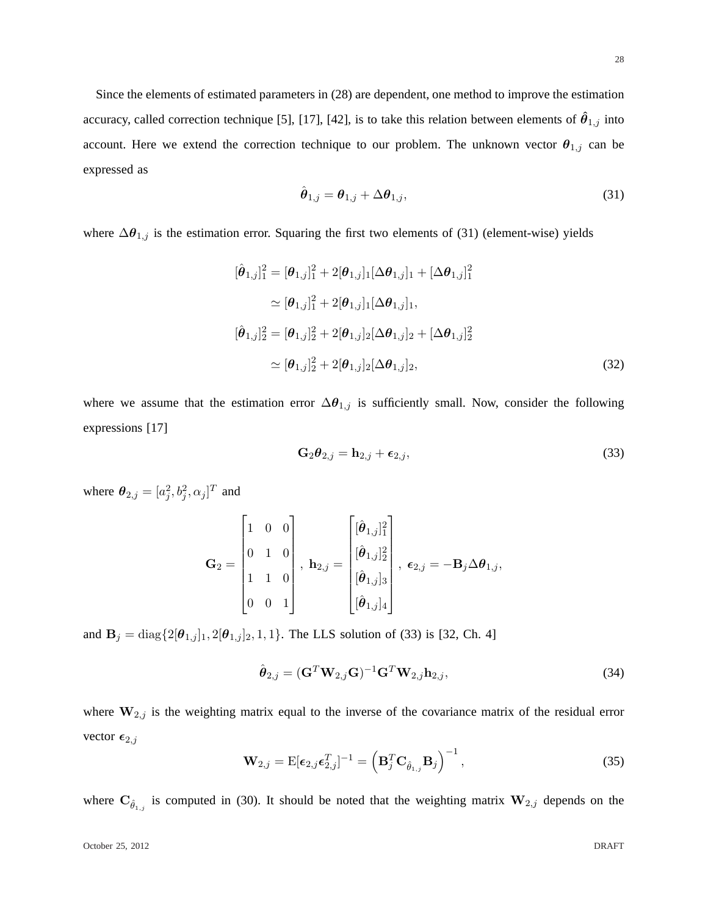Since the elements of estimated parameters in (28) are dependent, one method to improve the estimation accuracy, called correction technique [5], [17], [42], is to take this relation between elements of $\hat{\boldsymbol{\theta}}_{1,j}$ into account. Here we extend the correction technique to our problem. The unknown vector $\boldsymbol{\theta}_{1,j}$ can be expressed as

$$\hat{\boldsymbol{\theta}}_{1,j} = \boldsymbol{\theta}_{1,j} + \Delta\boldsymbol{\theta}_{1,j}, \tag{31}$$

where $\Delta\boldsymbol{\theta}_{1,j}$ is the estimation error. Squaring the first two elements of (31) (element-wise) yields

$$\begin{aligned}
[\hat{\boldsymbol{\theta}}_{1,j}]_1^2 &= [\boldsymbol{\theta}_{1,j}]_1^2 + 2[\boldsymbol{\theta}_{1,j}]_1[\Delta\boldsymbol{\theta}_{1,j}]_1 + [\Delta\boldsymbol{\theta}_{1,j}]_1^2 \\
&\simeq [\boldsymbol{\theta}_{1,j}]_1^2 + 2[\boldsymbol{\theta}_{1,j}]_1[\Delta\boldsymbol{\theta}_{1,j}]_1, \\
[\hat{\boldsymbol{\theta}}_{1,j}]_2^2 &= [\boldsymbol{\theta}_{1,j}]_2^2 + 2[\boldsymbol{\theta}_{1,j}]_2[\Delta\boldsymbol{\theta}_{1,j}]_2 + [\Delta\boldsymbol{\theta}_{1,j}]_2^2 \\
&\simeq [\boldsymbol{\theta}_{1,j}]_2^2 + 2[\boldsymbol{\theta}_{1,j}]_2[\Delta\boldsymbol{\theta}_{1,j}]_2,
\end{aligned} \tag{32}$$

where we assume that the estimation error $\Delta\boldsymbol{\theta}_{1,j}$ is sufficiently small. Now, consider the following expressions [17]

$$\mathbf{G}_2\boldsymbol{\theta}_{2,j} = \mathbf{h}_{2,j} + \boldsymbol{\epsilon}_{2,j}, \tag{33}$$

where $\boldsymbol{\theta}_{2,j} = [a_j^2, b_j^2, \alpha_j]^T$ and

$$\mathbf{G}_2 = \begin{bmatrix} 1 & 0 & 0 \\ 0 & 1 & 0 \\ 1 & 1 & 0 \\ 0 & 0 & 1 \end{bmatrix}, \ \mathbf{h}_{2,j} = \begin{bmatrix} [\hat{\boldsymbol{\theta}}_{1,j}]_1^2 \\ [\hat{\boldsymbol{\theta}}_{1,j}]_2^2 \\ [\hat{\boldsymbol{\theta}}_{1,j}]_3 \\ [\hat{\boldsymbol{\theta}}_{1,j}]_4 \end{bmatrix}, \ \boldsymbol{\epsilon}_{2,j} = -\mathbf{B}_j\Delta\boldsymbol{\theta}_{1,j},$$

and $\mathbf{B}_j = \mathrm{diag}\{2[\boldsymbol{\theta}_{1,j}]_1, 2[\boldsymbol{\theta}_{1,j}]_2, 1, 1\}$. The LLS solution of (33) is [32, Ch. 4]

$$\hat{\boldsymbol{\theta}}_{2,j} = (\mathbf{G}^T\mathbf{W}_{2,j}\mathbf{G})^{-1}\mathbf{G}^T\mathbf{W}_{2,j}\mathbf{h}_{2,j}, \tag{34}$$

where $\mathbf{W}_{2,j}$ is the weighting matrix equal to the inverse of the covariance matrix of the residual error vector $\boldsymbol{\epsilon}_{2,j}$

$$\mathbf{W}_{2,j} = \mathrm{E}[\boldsymbol{\epsilon}_{2,j}\boldsymbol{\epsilon}_{2,j}^T]^{-1} = \left(\mathbf{B}_j^T\mathbf{C}_{\hat{\theta}_{1,j}}\mathbf{B}_j\right)^{-1}, \tag{35}$$

where $\mathbf{C}_{\hat{\theta}_{1,j}}$ is computed in (30). It should be noted that the weighting matrix $\mathbf{W}_{2,j}$ depends on the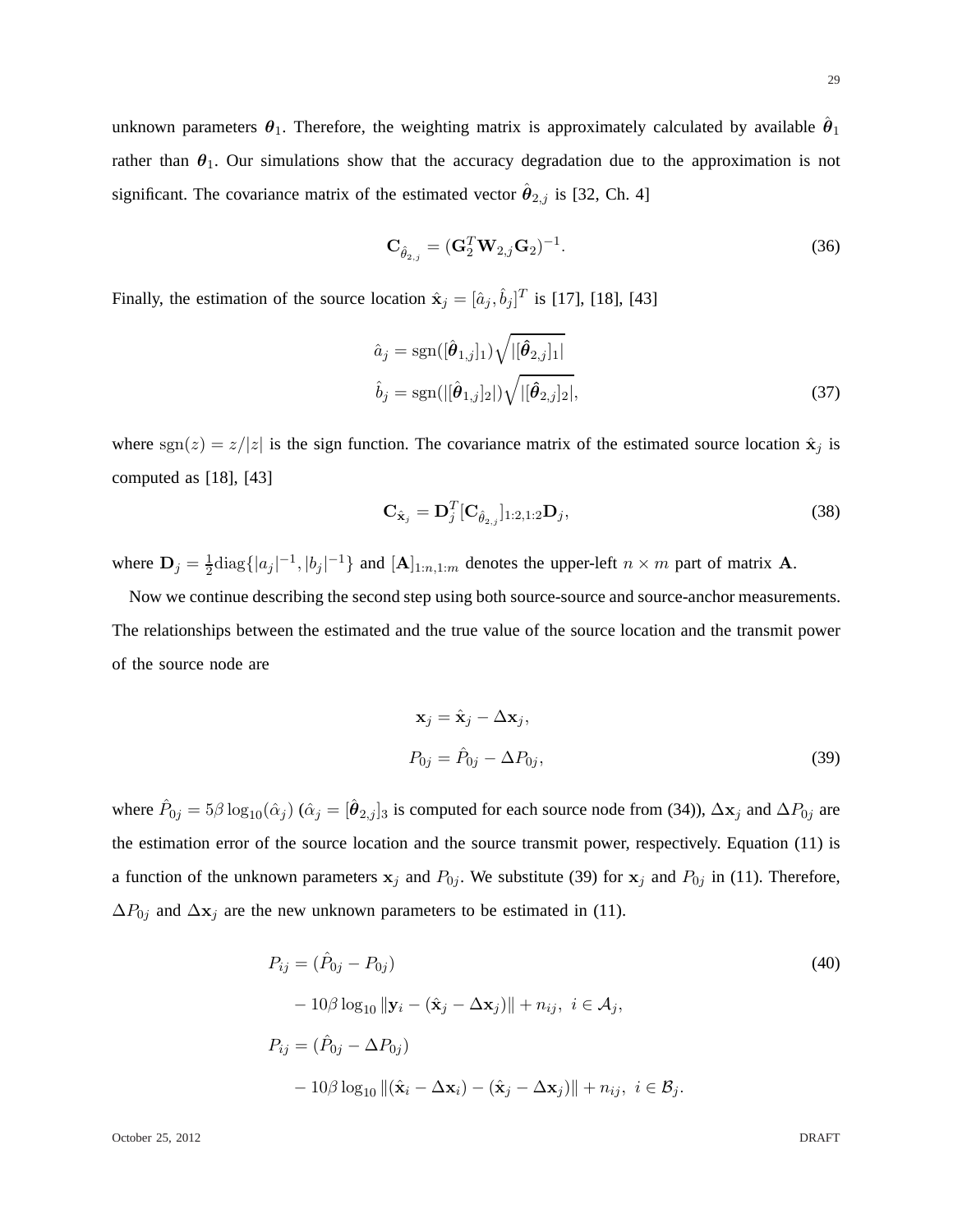unknown parameters $\boldsymbol{\theta}_1$. Therefore, the weighting matrix is approximately calculated by available $\hat{\boldsymbol{\theta}}_1$ rather than $\boldsymbol{\theta}_1$. Our simulations show that the accuracy degradation due to the approximation is not significant. The covariance matrix of the estimated vector $\hat{\boldsymbol{\theta}}_{2,j}$ is [32, Ch. 4]

$$\mathbf{C}_{\hat{\theta}_{2,j}} = (\mathbf{G}_2^T \mathbf{W}_{2,j} \mathbf{G}_2)^{-1}. \tag{36}$$

Finally, the estimation of the source location $\hat{\mathbf{x}}_j = [\hat{a}_j, \hat{b}_j]^T$ is [17], [18], [43]

$$\begin{aligned}
\hat{a}_j &= \mathrm{sgn}([\hat{\boldsymbol{\theta}}_{1,j}]_1)\sqrt{|[\hat{\boldsymbol{\theta}}_{2,j}]_1|} \\
\hat{b}_j &= \mathrm{sgn}(|[\hat{\boldsymbol{\theta}}_{1,j}]_2|)\sqrt{|[\hat{\boldsymbol{\theta}}_{2,j}]_2|},
\end{aligned} \tag{37}$$

where $\mathrm{sgn}(z) = z/|z|$ is the sign function. The covariance matrix of the estimated source location $\hat{\mathbf{x}}_j$ is computed as [18], [43]

$$\mathbf{C}_{\hat{\mathbf{x}}_j} = \mathbf{D}_j^T [\mathbf{C}_{\hat{\theta}_{2,j}}]_{1:2,1:2} \mathbf{D}_j, \tag{38}$$

where $\mathbf{D}_j = \frac{1}{2}\mathrm{diag}\{|a_j|^{-1}, |b_j|^{-1}\}$ and $[\mathbf{A}]_{1:n,1:m}$ denotes the upper-left $n \times m$ part of matrix $\mathbf{A}$.

Now we continue describing the second step using both source-source and source-anchor measurements. The relationships between the estimated and the true value of the source location and the transmit power of the source node are

$$\begin{aligned}
\mathbf{x}_j &= \hat{\mathbf{x}}_j - \Delta\mathbf{x}_j, \\
P_{0j} &= \hat{P}_{0j} - \Delta P_{0j},
\end{aligned} \tag{39}$$

where $\hat{P}_{0j} = 5\beta \log_{10}(\hat{\alpha}_j)$ ($\hat{\alpha}_j = [\hat{\boldsymbol{\theta}}_{2,j}]_3$ is computed for each source node from (34)), $\Delta\mathbf{x}_j$ and $\Delta P_{0j}$ are the estimation error of the source location and the source transmit power, respectively. Equation (11) is a function of the unknown parameters $\mathbf{x}_j$ and $P_{0j}$. We substitute (39) for $\mathbf{x}_j$ and $P_{0j}$ in (11). Therefore, $\Delta P_{0j}$ and $\Delta\mathbf{x}_j$ are the new unknown parameters to be estimated in (11).

$$\begin{aligned}
P_{ij} &= (\hat{P}_{0j} - P_{0j}) \\
&\quad - 10\beta \log_{10} \|\mathbf{y}_i - (\hat{\mathbf{x}}_j - \Delta\mathbf{x}_j)\| + n_{ij}, \ i \in \mathcal{A}_j, \\
P_{ij} &= (\hat{P}_{0j} - \Delta P_{0j}) \\
&\quad - 10\beta \log_{10} \|(\hat{\mathbf{x}}_i - \Delta\mathbf{x}_i) - (\hat{\mathbf{x}}_j - \Delta\mathbf{x}_j)\| + n_{ij}, \ i \in \mathcal{B}_j.
\end{aligned} \tag{40}$$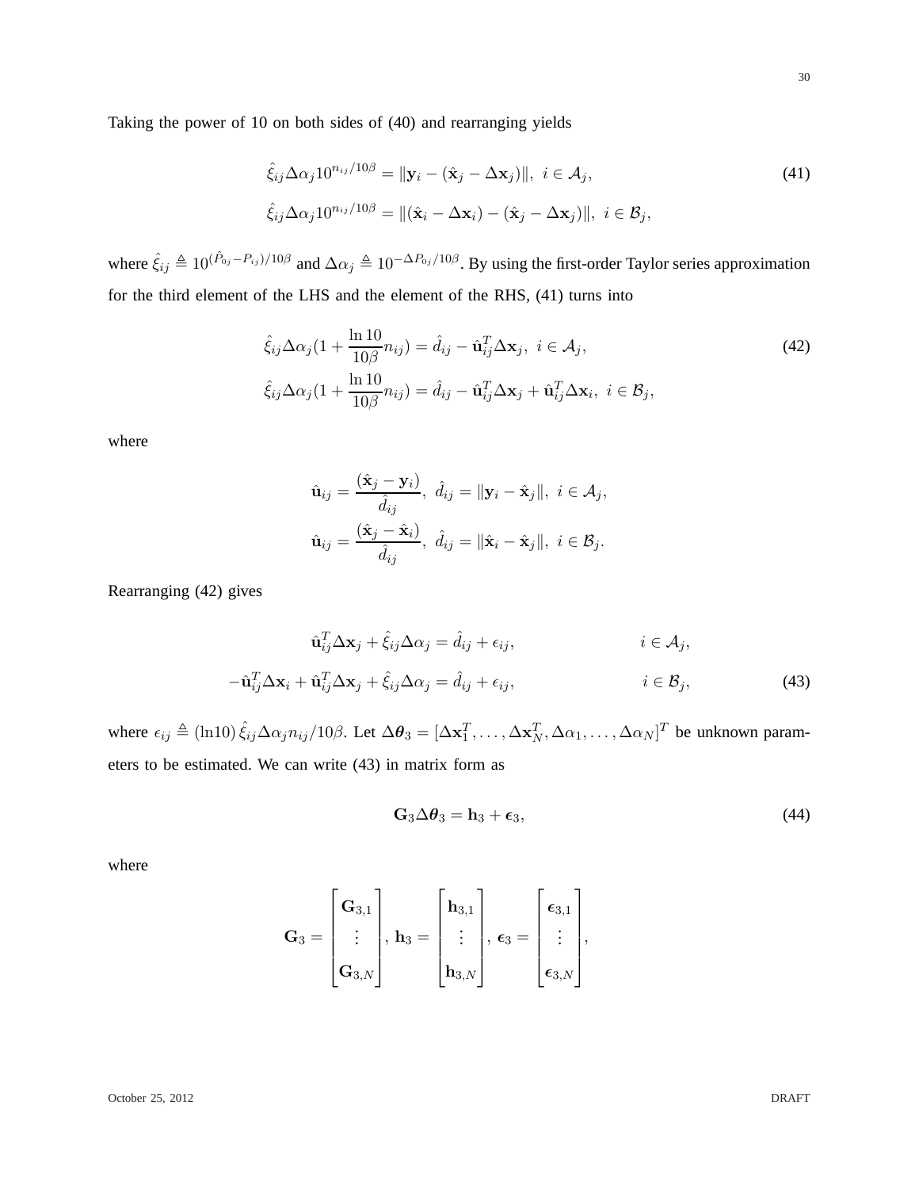Taking the power of 10 on both sides of (40) and rearranging yields

$$\hat{\xi}_{ij}\Delta\alpha_j 10^{n_{ij}/10\beta} = \|\mathbf{y}_i - (\hat{\mathbf{x}}_j - \Delta\mathbf{x}_j)\|, \; i \in \mathcal{A}_j,$$
$$\hat{\xi}_{ij}\Delta\alpha_j 10^{n_{ij}/10\beta} = \|(\hat{\mathbf{x}}_i - \Delta\mathbf{x}_i) - (\hat{\mathbf{x}}_j - \Delta\mathbf{x}_j)\|, \; i \in \mathcal{B}_j, \tag{41}$$

where $\hat{\xi}_{ij} \triangleq 10^{(\hat{P}_{0j} - P_{ij})/10\beta}$ and $\Delta\alpha_j \triangleq 10^{-\Delta P_{0j}/10\beta}$. By using the first-order Taylor series approximation for the third element of the LHS and the element of the RHS, (41) turns into

$$\hat{\xi}_{ij}\Delta\alpha_j(1 + \frac{\ln 10}{10\beta}n_{ij}) = \hat{d}_{ij} - \hat{\mathbf{u}}_{ij}^T\Delta\mathbf{x}_j, \; i \in \mathcal{A}_j,$$
$$\hat{\xi}_{ij}\Delta\alpha_j(1 + \frac{\ln 10}{10\beta}n_{ij}) = \hat{d}_{ij} - \hat{\mathbf{u}}_{ij}^T\Delta\mathbf{x}_j + \hat{\mathbf{u}}_{ij}^T\Delta\mathbf{x}_i, \; i \in \mathcal{B}_j, \tag{42}$$

where

$$\hat{\mathbf{u}}_{ij} = \frac{(\hat{\mathbf{x}}_j - \mathbf{y}_i)}{\hat{d}_{ij}}, \; \hat{d}_{ij} = \|\mathbf{y}_i - \hat{\mathbf{x}}_j\|, \; i \in \mathcal{A}_j,$$
$$\hat{\mathbf{u}}_{ij} = \frac{(\hat{\mathbf{x}}_j - \hat{\mathbf{x}}_i)}{\hat{d}_{ij}}, \; \hat{d}_{ij} = \|\hat{\mathbf{x}}_i - \hat{\mathbf{x}}_j\|, \; i \in \mathcal{B}_j.$$

Rearranging (42) gives

$$\hat{\mathbf{u}}_{ij}^T\Delta\mathbf{x}_j + \hat{\xi}_{ij}\Delta\alpha_j = \hat{d}_{ij} + \epsilon_{ij}, \qquad i \in \mathcal{A}_j,$$
$$-\hat{\mathbf{u}}_{ij}^T\Delta\mathbf{x}_i + \hat{\mathbf{u}}_{ij}^T\Delta\mathbf{x}_j + \hat{\xi}_{ij}\Delta\alpha_j = \hat{d}_{ij} + \epsilon_{ij}, \qquad i \in \mathcal{B}_j, \tag{43}$$

where $\epsilon_{ij} \triangleq (\ln 10)\,\hat{\xi}_{ij}\Delta\alpha_j n_{ij}/10\beta$. Let $\Delta\boldsymbol{\theta}_3 = [\Delta\mathbf{x}_1^T, \ldots, \Delta\mathbf{x}_N^T, \Delta\alpha_1, \ldots, \Delta\alpha_N]^T$ be unknown parameters to be estimated. We can write (43) in matrix form as

$$\mathbf{G}_3\Delta\boldsymbol{\theta}_3 = \mathbf{h}_3 + \boldsymbol{\epsilon}_3, \tag{44}$$

where

$$\mathbf{G}_3 = \begin{bmatrix} \mathbf{G}_{3,1} \\ \vdots \\ \mathbf{G}_{3,N} \end{bmatrix}, \; \mathbf{h}_3 = \begin{bmatrix} \mathbf{h}_{3,1} \\ \vdots \\ \mathbf{h}_{3,N} \end{bmatrix}, \; \boldsymbol{\epsilon}_3 = \begin{bmatrix} \boldsymbol{\epsilon}_{3,1} \\ \vdots \\ \boldsymbol{\epsilon}_{3,N} \end{bmatrix},$$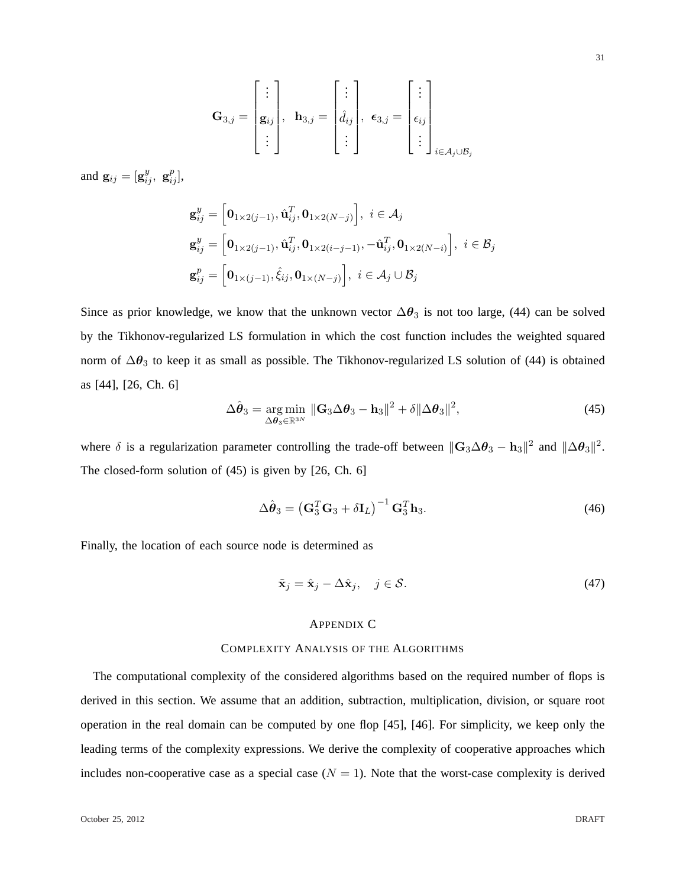$$\mathbf{G}_{3,j} = \begin{bmatrix} \vdots \\ \mathbf{g}_{ij} \\ \vdots \end{bmatrix}, \quad \mathbf{h}_{3,j} = \begin{bmatrix} \vdots \\ \hat{d}_{ij} \\ \vdots \end{bmatrix}, \quad \boldsymbol{\epsilon}_{3,j} = \begin{bmatrix} \vdots \\ \epsilon_{ij} \\ \vdots \end{bmatrix}_{i \in \mathcal{A}_j \cup \mathcal{B}_j}$$

and $\mathbf{g}_{ij} = [\mathbf{g}_{ij}^y, \ \mathbf{g}_{ij}^p]$,

$$\mathbf{g}_{ij}^y = \left[\mathbf{0}_{1\times 2(j-1)}, \hat{\mathbf{u}}_{ij}^T, \mathbf{0}_{1\times 2(N-j)}\right], \ i \in \mathcal{A}_j$$

$$\mathbf{g}_{ij}^y = \left[\mathbf{0}_{1\times 2(j-1)}, \hat{\mathbf{u}}_{ij}^T, \mathbf{0}_{1\times 2(i-j-1)}, -\hat{\mathbf{u}}_{ij}^T, \mathbf{0}_{1\times 2(N-i)}\right], \ i \in \mathcal{B}_j$$

$$\mathbf{g}_{ij}^p = \left[\mathbf{0}_{1\times (j-1)}, \hat{\xi}_{ij}, \mathbf{0}_{1\times (N-j)}\right], \ i \in \mathcal{A}_j \cup \mathcal{B}_j$$

Since as prior knowledge, we know that the unknown vector $\Delta\boldsymbol{\theta}_3$ is not too large, (44) can be solved by the Tikhonov-regularized LS formulation in which the cost function includes the weighted squared norm of $\Delta\boldsymbol{\theta}_3$ to keep it as small as possible. The Tikhonov-regularized LS solution of (44) is obtained as [44], [26, Ch. 6]

$$\Delta\hat{\boldsymbol{\theta}}_3 = \underset{\Delta\boldsymbol{\theta}_3 \in \mathbb{R}^{3N}}{\arg\min} \ \|\mathbf{G}_3 \Delta\boldsymbol{\theta}_3 - \mathbf{h}_3\|^2 + \delta \|\Delta\boldsymbol{\theta}_3\|^2, \tag{45}$$

where $\delta$ is a regularization parameter controlling the trade-off between $\|\mathbf{G}_3 \Delta\boldsymbol{\theta}_3 - \mathbf{h}_3\|^2$ and $\|\Delta\boldsymbol{\theta}_3\|^2$. The closed-form solution of (45) is given by [26, Ch. 6]

$$\Delta\hat{\boldsymbol{\theta}}_3 = \left(\mathbf{G}_3^T \mathbf{G}_3 + \delta \mathbf{I}_L\right)^{-1} \mathbf{G}_3^T \mathbf{h}_3. \tag{46}$$

Finally, the location of each source node is determined as

$$\tilde{\mathbf{x}}_j = \hat{\mathbf{x}}_j - \Delta\hat{\mathbf{x}}_j, \quad j \in \mathcal{S}. \tag{47}$$

## Appendix C
## Complexity Analysis of the Algorithms

The computational complexity of the considered algorithms based on the required number of flops is derived in this section. We assume that an addition, subtraction, multiplication, division, or square root operation in the real domain can be computed by one flop [45], [46]. For simplicity, we keep only the leading terms of the complexity expressions. We derive the complexity of cooperative approaches which includes non-cooperative case as a special case ($N = 1$). Note that the worst-case complexity is derived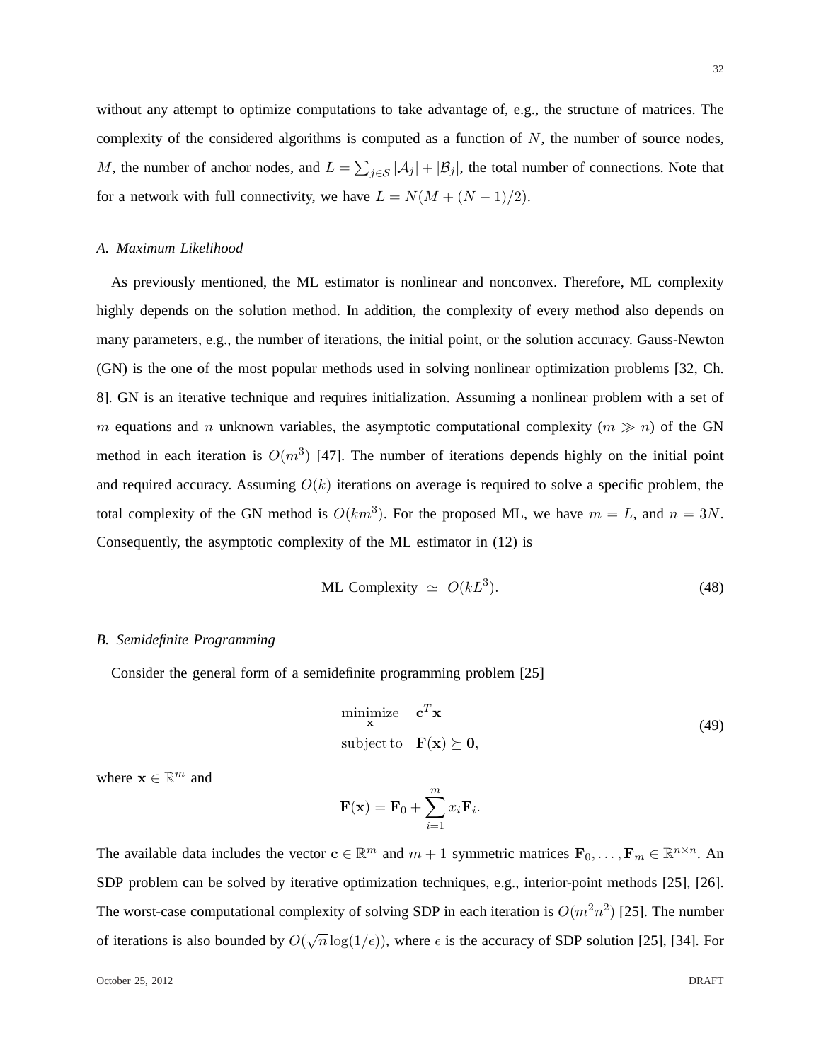without any attempt to optimize computations to take advantage of, e.g., the structure of matrices. The complexity of the considered algorithms is computed as a function of $N$, the number of source nodes, $M$, the number of anchor nodes, and $L = \sum_{j \in \mathcal{S}} |\mathcal{A}_j| + |\mathcal{B}_j|$, the total number of connections. Note that for a network with full connectivity, we have $L = N(M + (N-1)/2)$.

### A. Maximum Likelihood

As previously mentioned, the ML estimator is nonlinear and nonconvex. Therefore, ML complexity highly depends on the solution method. In addition, the complexity of every method also depends on many parameters, e.g., the number of iterations, the initial point, or the solution accuracy. Gauss-Newton (GN) is the one of the most popular methods used in solving nonlinear optimization problems [32, Ch. 8]. GN is an iterative technique and requires initialization. Assuming a nonlinear problem with a set of $m$ equations and $n$ unknown variables, the asymptotic computational complexity ($m \gg n$) of the GN method in each iteration is $O(m^3)$ [47]. The number of iterations depends highly on the initial point and required accuracy. Assuming $O(k)$ iterations on average is required to solve a specific problem, the total complexity of the GN method is $O(km^3)$. For the proposed ML, we have $m = L$, and $n = 3N$. Consequently, the asymptotic complexity of the ML estimator in (12) is

$$\text{ML Complexity} \;\simeq\; O(kL^3). \tag{48}$$

### B. Semidefinite Programming

Consider the general form of a semidefinite programming problem [25]

$$\begin{aligned} &\underset{\mathbf{x}}{\text{minimize}} \quad \mathbf{c}^T\mathbf{x} \\ &\text{subject to} \quad \mathbf{F}(\mathbf{x}) \succeq \mathbf{0}, \end{aligned} \tag{49}$$

where $\mathbf{x} \in \mathbb{R}^m$ and

$$\mathbf{F}(\mathbf{x}) = \mathbf{F}_0 + \sum_{i=1}^{m} x_i \mathbf{F}_i.$$

The available data includes the vector $\mathbf{c} \in \mathbb{R}^m$ and $m+1$ symmetric matrices $\mathbf{F}_0, \ldots, \mathbf{F}_m \in \mathbb{R}^{n \times n}$. An SDP problem can be solved by iterative optimization techniques, e.g., interior-point methods [25], [26]. The worst-case computational complexity of solving SDP in each iteration is $O(m^2n^2)$ [25]. The number of iterations is also bounded by $O(\sqrt{n}\log(1/\epsilon))$, where $\epsilon$ is the accuracy of SDP solution [25], [34]. For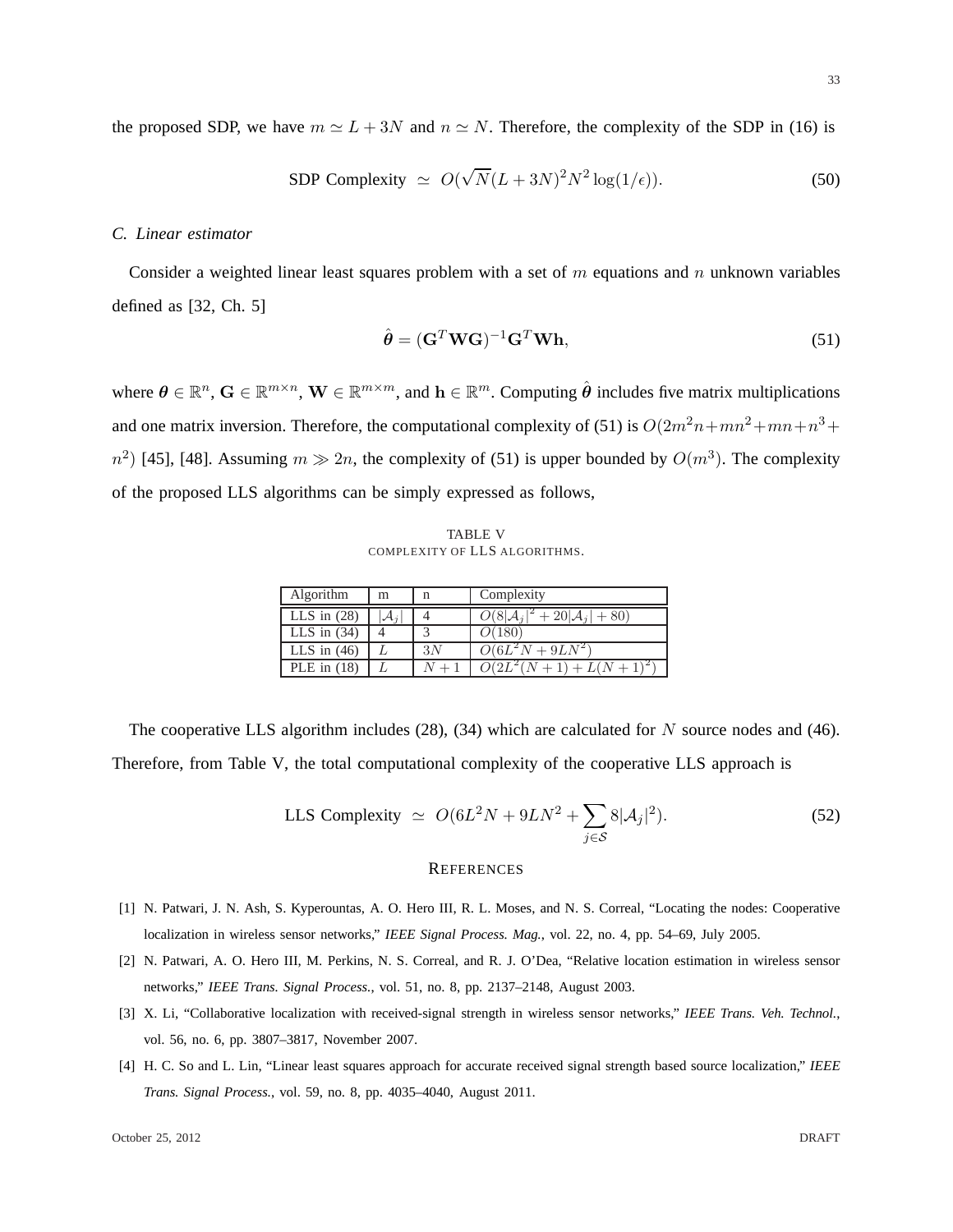the proposed SDP, we have $m \simeq L + 3N$ and $n \simeq N$. Therefore, the complexity of the SDP in (16) is

$$\text{SDP Complexity} \;\simeq\; O(\sqrt{N}(L + 3N)^2 N^2 \log(1/\epsilon)). \tag{50}$$

### C. Linear estimator

Consider a weighted linear least squares problem with a set of $m$ equations and $n$ unknown variables defined as [32, Ch. 5]

$$\hat{\boldsymbol{\theta}} = (\mathbf{G}^T \mathbf{W} \mathbf{G})^{-1} \mathbf{G}^T \mathbf{W} \mathbf{h}, \tag{51}$$

where $\boldsymbol{\theta} \in \mathbb{R}^n$, $\mathbf{G} \in \mathbb{R}^{m \times n}$, $\mathbf{W} \in \mathbb{R}^{m \times m}$, and $\mathbf{h} \in \mathbb{R}^m$. Computing $\hat{\boldsymbol{\theta}}$ includes five matrix multiplications and one matrix inversion. Therefore, the computational complexity of (51) is $O(2m^2n + mn^2 + mn + n^3 + n^2)$ [45], [48]. Assuming $m \gg 2n$, the complexity of (51) is upper bounded by $O(m^3)$. The complexity of the proposed LLS algorithms can be simply expressed as follows,

TABLE V
COMPLEXITY OF LLS ALGORITHMS.

| Algorithm | m | n | Complexity |
|---|---|---|---|
| LLS in (28) | $\lvert\mathcal{A}_j\rvert$ | 4 | $O(8\lvert\mathcal{A}_j\rvert^2 + 20\lvert\mathcal{A}_j\rvert + 80)$ |
| LLS in (34) | 4 | 3 | $O(180)$ |
| LLS in (46) | $L$ | $3N$ | $O(6L^2N + 9LN^2)$ |
| PLE in (18) | $L$ | $N+1$ | $O(2L^2(N+1) + L(N+1)^2)$ |

The cooperative LLS algorithm includes (28), (34) which are calculated for $N$ source nodes and (46). Therefore, from Table V, the total computational complexity of the cooperative LLS approach is

$$\text{LLS Complexity} \;\simeq\; O(6L^2N + 9LN^2 + \sum_{j \in \mathcal{S}} 8\lvert\mathcal{A}_j\rvert^2). \tag{52}$$

## REFERENCES

[1] N. Patwari, J. N. Ash, S. Kyperountas, A. O. Hero III, R. L. Moses, and N. S. Correal, "Locating the nodes: Cooperative localization in wireless sensor networks," *IEEE Signal Process. Mag.*, vol. 22, no. 4, pp. 54–69, July 2005.

[2] N. Patwari, A. O. Hero III, M. Perkins, N. S. Correal, and R. J. O'Dea, "Relative location estimation in wireless sensor networks," *IEEE Trans. Signal Process.*, vol. 51, no. 8, pp. 2137–2148, August 2003.

[3] X. Li, "Collaborative localization with received-signal strength in wireless sensor networks," *IEEE Trans. Veh. Technol.*, vol. 56, no. 6, pp. 3807–3817, November 2007.

[4] H. C. So and L. Lin, "Linear least squares approach for accurate received signal strength based source localization," *IEEE Trans. Signal Process.*, vol. 59, no. 8, pp. 4035–4040, August 2011.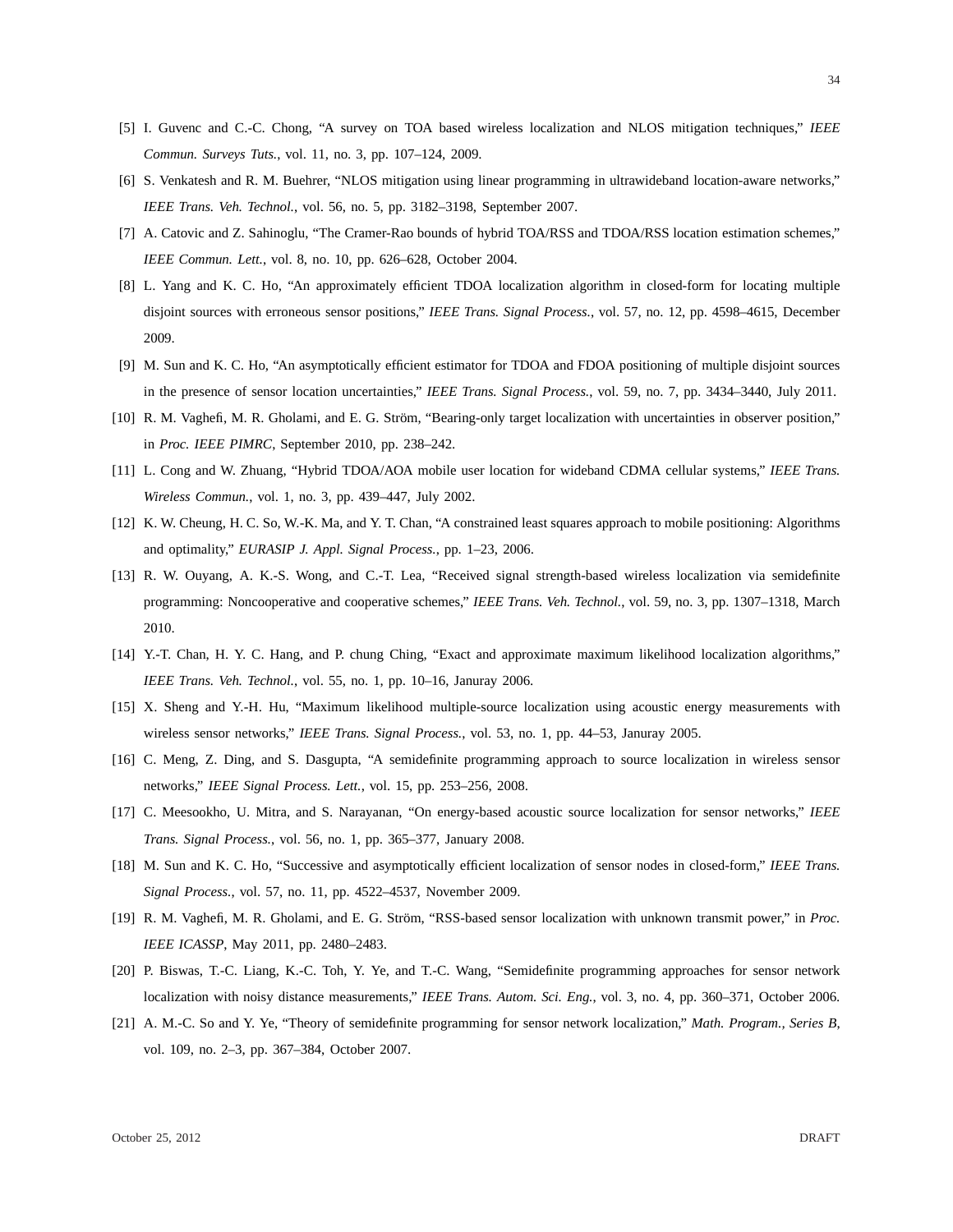[5] I. Guvenc and C.-C. Chong, "A survey on TOA based wireless localization and NLOS mitigation techniques," *IEEE Commun. Surveys Tuts.*, vol. 11, no. 3, pp. 107–124, 2009.

[6] S. Venkatesh and R. M. Buehrer, "NLOS mitigation using linear programming in ultrawideband location-aware networks," *IEEE Trans. Veh. Technol.*, vol. 56, no. 5, pp. 3182–3198, September 2007.

[7] A. Catovic and Z. Sahinoglu, "The Cramer-Rao bounds of hybrid TOA/RSS and TDOA/RSS location estimation schemes," *IEEE Commun. Lett.*, vol. 8, no. 10, pp. 626–628, October 2004.

[8] L. Yang and K. C. Ho, "An approximately efficient TDOA localization algorithm in closed-form for locating multiple disjoint sources with erroneous sensor positions," *IEEE Trans. Signal Process.*, vol. 57, no. 12, pp. 4598–4615, December 2009.

[9] M. Sun and K. C. Ho, "An asymptotically efficient estimator for TDOA and FDOA positioning of multiple disjoint sources in the presence of sensor location uncertainties," *IEEE Trans. Signal Process.*, vol. 59, no. 7, pp. 3434–3440, July 2011.

[10] R. M. Vaghefi, M. R. Gholami, and E. G. Ström, "Bearing-only target localization with uncertainties in observer position," in *Proc. IEEE PIMRC*, September 2010, pp. 238–242.

[11] L. Cong and W. Zhuang, "Hybrid TDOA/AOA mobile user location for wideband CDMA cellular systems," *IEEE Trans. Wireless Commun.*, vol. 1, no. 3, pp. 439–447, July 2002.

[12] K. W. Cheung, H. C. So, W.-K. Ma, and Y. T. Chan, "A constrained least squares approach to mobile positioning: Algorithms and optimality," *EURASIP J. Appl. Signal Process.*, pp. 1–23, 2006.

[13] R. W. Ouyang, A. K.-S. Wong, and C.-T. Lea, "Received signal strength-based wireless localization via semidefinite programming: Noncooperative and cooperative schemes," *IEEE Trans. Veh. Technol.*, vol. 59, no. 3, pp. 1307–1318, March 2010.

[14] Y.-T. Chan, H. Y. C. Hang, and P. chung Ching, "Exact and approximate maximum likelihood localization algorithms," *IEEE Trans. Veh. Technol.*, vol. 55, no. 1, pp. 10–16, Januray 2006.

[15] X. Sheng and Y.-H. Hu, "Maximum likelihood multiple-source localization using acoustic energy measurements with wireless sensor networks," *IEEE Trans. Signal Process.*, vol. 53, no. 1, pp. 44–53, Januray 2005.

[16] C. Meng, Z. Ding, and S. Dasgupta, "A semidefinite programming approach to source localization in wireless sensor networks," *IEEE Signal Process. Lett.*, vol. 15, pp. 253–256, 2008.

[17] C. Meesookho, U. Mitra, and S. Narayanan, "On energy-based acoustic source localization for sensor networks," *IEEE Trans. Signal Process.*, vol. 56, no. 1, pp. 365–377, January 2008.

[18] M. Sun and K. C. Ho, "Successive and asymptotically efficient localization of sensor nodes in closed-form," *IEEE Trans. Signal Process.*, vol. 57, no. 11, pp. 4522–4537, November 2009.

[19] R. M. Vaghefi, M. R. Gholami, and E. G. Ström, "RSS-based sensor localization with unknown transmit power," in *Proc. IEEE ICASSP*, May 2011, pp. 2480–2483.

[20] P. Biswas, T.-C. Liang, K.-C. Toh, Y. Ye, and T.-C. Wang, "Semidefinite programming approaches for sensor network localization with noisy distance measurements," *IEEE Trans. Autom. Sci. Eng.*, vol. 3, no. 4, pp. 360–371, October 2006.

[21] A. M.-C. So and Y. Ye, "Theory of semidefinite programming for sensor network localization," *Math. Program., Series B*, vol. 109, no. 2–3, pp. 367–384, October 2007.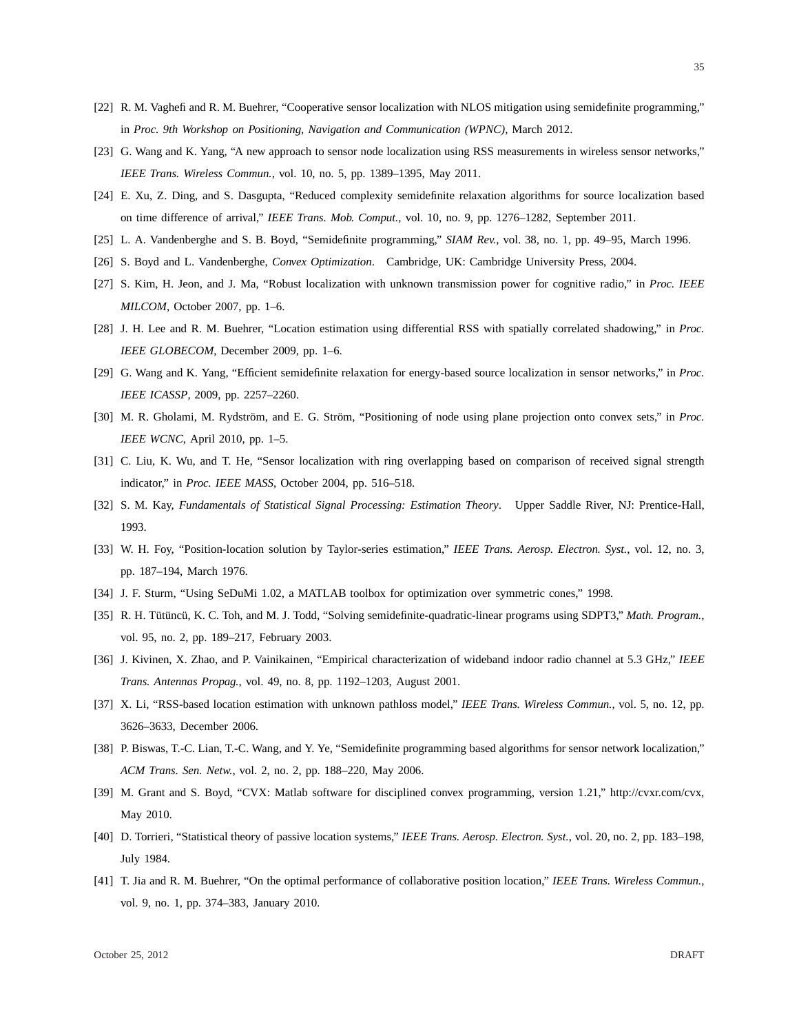[22] R. M. Vaghefi and R. M. Buehrer, “Cooperative sensor localization with NLOS mitigation using semidefinite programming,” in *Proc. 9th Workshop on Positioning, Navigation and Communication (WPNC)*, March 2012.

[23] G. Wang and K. Yang, “A new approach to sensor node localization using RSS measurements in wireless sensor networks,” *IEEE Trans. Wireless Commun.*, vol. 10, no. 5, pp. 1389–1395, May 2011.

[24] E. Xu, Z. Ding, and S. Dasgupta, “Reduced complexity semidefinite relaxation algorithms for source localization based on time difference of arrival,” *IEEE Trans. Mob. Comput.*, vol. 10, no. 9, pp. 1276–1282, September 2011.

[25] L. A. Vandenberghe and S. B. Boyd, “Semidefinite programming,” *SIAM Rev.*, vol. 38, no. 1, pp. 49–95, March 1996.

[26] S. Boyd and L. Vandenberghe, *Convex Optimization*. Cambridge, UK: Cambridge University Press, 2004.

[27] S. Kim, H. Jeon, and J. Ma, “Robust localization with unknown transmission power for cognitive radio,” in *Proc. IEEE MILCOM*, October 2007, pp. 1–6.

[28] J. H. Lee and R. M. Buehrer, “Location estimation using differential RSS with spatially correlated shadowing,” in *Proc. IEEE GLOBECOM*, December 2009, pp. 1–6.

[29] G. Wang and K. Yang, “Efficient semidefinite relaxation for energy-based source localization in sensor networks,” in *Proc. IEEE ICASSP*, 2009, pp. 2257–2260.

[30] M. R. Gholami, M. Rydström, and E. G. Ström, “Positioning of node using plane projection onto convex sets,” in *Proc. IEEE WCNC*, April 2010, pp. 1–5.

[31] C. Liu, K. Wu, and T. He, “Sensor localization with ring overlapping based on comparison of received signal strength indicator,” in *Proc. IEEE MASS*, October 2004, pp. 516–518.

[32] S. M. Kay, *Fundamentals of Statistical Signal Processing: Estimation Theory*. Upper Saddle River, NJ: Prentice-Hall, 1993.

[33] W. H. Foy, “Position-location solution by Taylor-series estimation,” *IEEE Trans. Aerosp. Electron. Syst.*, vol. 12, no. 3, pp. 187–194, March 1976.

[34] J. F. Sturm, “Using SeDuMi 1.02, a MATLAB toolbox for optimization over symmetric cones,” 1998.

[35] R. H. Tütüncü, K. C. Toh, and M. J. Todd, “Solving semidefinite-quadratic-linear programs using SDPT3,” *Math. Program.*, vol. 95, no. 2, pp. 189–217, February 2003.

[36] J. Kivinen, X. Zhao, and P. Vainikainen, “Empirical characterization of wideband indoor radio channel at 5.3 GHz,” *IEEE Trans. Antennas Propag.*, vol. 49, no. 8, pp. 1192–1203, August 2001.

[37] X. Li, “RSS-based location estimation with unknown pathloss model,” *IEEE Trans. Wireless Commun.*, vol. 5, no. 12, pp. 3626–3633, December 2006.

[38] P. Biswas, T.-C. Lian, T.-C. Wang, and Y. Ye, “Semidefinite programming based algorithms for sensor network localization,” *ACM Trans. Sen. Netw.*, vol. 2, no. 2, pp. 188–220, May 2006.

[39] M. Grant and S. Boyd, “CVX: Matlab software for disciplined convex programming, version 1.21,” http://cvxr.com/cvx, May 2010.

[40] D. Torrieri, “Statistical theory of passive location systems,” *IEEE Trans. Aerosp. Electron. Syst.*, vol. 20, no. 2, pp. 183–198, July 1984.

[41] T. Jia and R. M. Buehrer, “On the optimal performance of collaborative position location,” *IEEE Trans. Wireless Commun.*, vol. 9, no. 1, pp. 374–383, January 2010.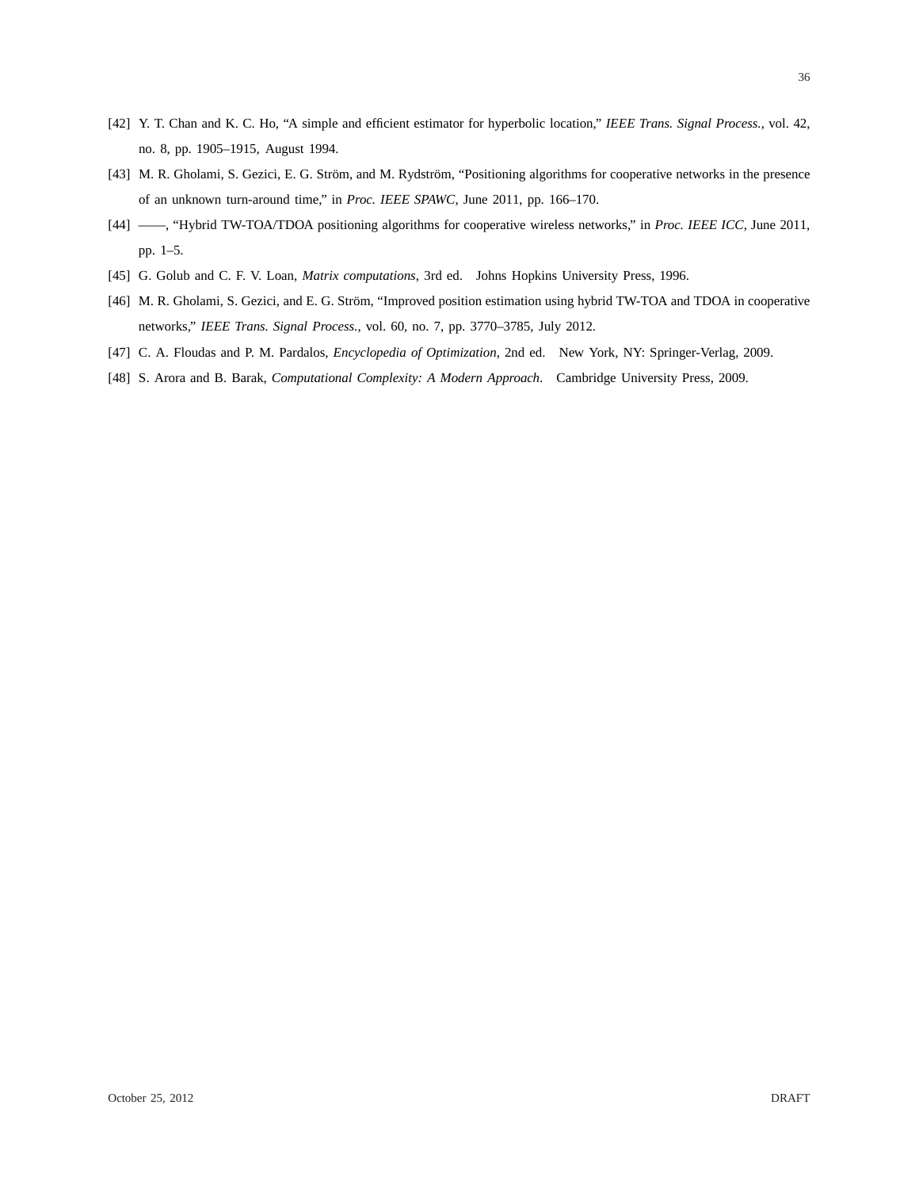[42] Y. T. Chan and K. C. Ho, “A simple and efficient estimator for hyperbolic location,” *IEEE Trans. Signal Process.*, vol. 42, no. 8, pp. 1905–1915, August 1994.

[43] M. R. Gholami, S. Gezici, E. G. Ström, and M. Rydström, “Positioning algorithms for cooperative networks in the presence of an unknown turn-around time,” in *Proc. IEEE SPAWC*, June 2011, pp. 166–170.

[44] ——, “Hybrid TW-TOA/TDOA positioning algorithms for cooperative wireless networks,” in *Proc. IEEE ICC*, June 2011, pp. 1–5.

[45] G. Golub and C. F. V. Loan, *Matrix computations*, 3rd ed. Johns Hopkins University Press, 1996.

[46] M. R. Gholami, S. Gezici, and E. G. Ström, “Improved position estimation using hybrid TW-TOA and TDOA in cooperative networks,” *IEEE Trans. Signal Process.*, vol. 60, no. 7, pp. 3770–3785, July 2012.

[47] C. A. Floudas and P. M. Pardalos, *Encyclopedia of Optimization*, 2nd ed. New York, NY: Springer-Verlag, 2009.

[48] S. Arora and B. Barak, *Computational Complexity: A Modern Approach*. Cambridge University Press, 2009.